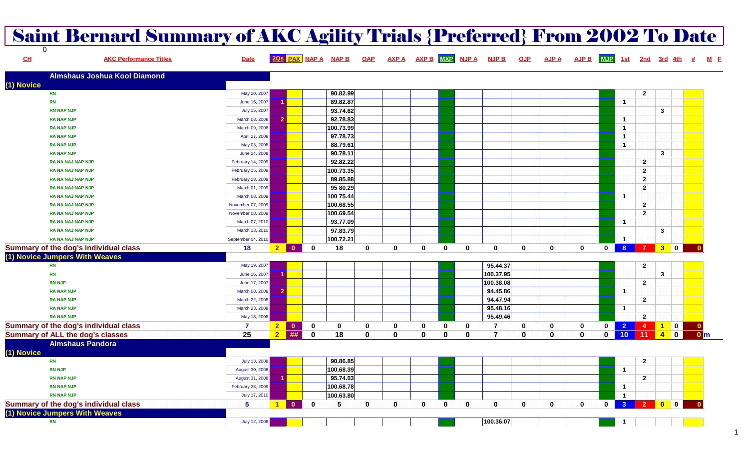# Saint Bernard Summary of AKC Agility Trials {Preferred} From 2002 To Date

0

| CH | AKC Performance Titles | Date | 2Qs | PAX | NAP A | NAP B | OAP | AXP A | AXP B | MXP | NJP A | NJP B | OJP | AJP A | AJP B | MJP | 1st | 2nd | 3rd | 4th | # | M | F |
|---|---|---|---|---|---|---|---|---|---|---|---|---|---|---|---|---|---|---|---|---|---|---|---|
| | **Almshaus Joshua Kool Diamond** | | | | | | | | | | | | | | | | | | | | | | |
| | **(1) Novice** | | | | | | | | | | | | | | | | | | | | | | |
| | RN | May 20, 2007 | | | | 90.82.99 | | | | | | | | | | | | 2 | | | | | |
| | RN | June 16, 2007 | 1 | | | 89.82.87 | | | | | | | | | | | 1 | | | | | | |
| | RN NAP NJP | July 15, 2007 | | | | 93.74.62 | | | | | | | | | | | | | 3 | | | | |
| | RA NAP NJP | March 08, 2008 | 2 | | | 92.78.83 | | | | | | | | | | | 1 | | | | | | |
| | RA NAP NJP | March 09, 2008 | | | | 100.73.99 | | | | | | | | | | | 1 | | | | | | |
| | RA NAP NJP | April 27, 2008 | | | | 97.78.73 | | | | | | | | | | | 1 | | | | | | |
| | RA NAP NJP | May 03, 2008 | | | | 88.79.61 | | | | | | | | | | | 1 | | | | | | |
| | RA NAP NJP | June 14, 2008 | | | | 90.78.11 | | | | | | | | | | | | | 3 | | | | |
| | RA NA NAJ NAP NJP | February 14, 2009 | | | | 92.82.22 | | | | | | | | | | | | 2 | | | | | |
| | RA NA NAJ NAP NJP | February 15, 2009 | | | | 100.73.35 | | | | | | | | | | | | 2 | | | | | |
| | RA NA NAJ NAP NJP | February 28, 2009 | | | | 89.85.88 | | | | | | | | | | | | 2 | | | | | |
| | RA NA NAJ NAP NJP | March 01, 2009 | | | | 95 80.29 | | | | | | | | | | | | 2 | | | | | |
| | RA NA NAJ NAP NJP | March 08, 2009 | | | | 100 75.44 | | | | | | | | | | | 1 | | | | | | |
| | RA NA NAJ NAP NJP | November 07, 2009 | | | | 100.68.55 | | | | | | | | | | | | 2 | | | | | |
| | RA NA NAJ NAP NJP | November 08, 2009 | | | | 100.69.54 | | | | | | | | | | | | 2 | | | | | |
| | RA NA NAJ NAP NJP | March 07, 2010 | | | | 93.77.09 | | | | | | | | | | | 1 | | | | | | |
| | RA NA NAJ NAP NJP | March 13, 2010 | | | | 97.83.79 | | | | | | | | | | | | | 3 | | | | |
| | RA NA NAJ NAP NJP | September 04, 2010 | | | | 100.72.21 | | | | | | | | | | | 1 | | | | | | |
| | **Summary of the dog's individual class** | **18** | **2** | **0** | **0** | **18** | **0** | **0** | **0** | **0** | **0** | **0** | **0** | **0** | **0** | **0** | **8** | **7** | **3** | **0** | **0** | | |
| | **(1) Novice Jumpers With Weaves** | | | | | | | | | | | | | | | | | | | | | | |
| | RN | May 19, 2007 | | | | | | | | | | 95.44.37 | | | | | | 2 | | | | | |
| | RN | June 16, 2007 | 1 | | | | | | | | | 100.37.95 | | | | | | | 3 | | | | |
| | RN NJP | June 17, 2007 | | | | | | | | | | 100.38.08 | | | | | | 2 | | | | | |
| | RA NAP NJP | March 08, 2008 | 2 | | | | | | | | | 94.45.86 | | | | | 1 | | | | | | |
| | RA NAP NJP | March 22, 2008 | | | | | | | | | | 94.47.94 | | | | | | 2 | | | | | |
| | RA NAP NJP | March 23, 2008 | | | | | | | | | | 95.48.16 | | | | | 1 | | | | | | |
| | RA NAP NJP | May 18, 2008 | | | | | | | | | | 95.49.46 | | | | | | 2 | | | | | |
| | **Summary of the dog's individual class** | **7** | **2** | **0** | **0** | **0** | **0** | **0** | **0** | **0** | **0** | **7** | **0** | **0** | **0** | **0** | **2** | **4** | **1** | **0** | **0** | | |
| | **Summary of ALL the dog's classes** | **25** | **2** | **##** | **0** | **18** | **0** | **0** | **0** | **0** | **0** | **7** | **0** | **0** | **0** | **0** | **10** | **11** | **4** | **0** | **0** | **m** | |
| | **Almshaus Pandora** | | | | | | | | | | | | | | | | | | | | | | |
| | **(1) Novice** | | | | | | | | | | | | | | | | | | | | | | |
| | RN | July 13, 2008 | | | | 90.86.85 | | | | | | | | | | | | 2 | | | | | |
| | RN NJP | August 30, 2008 | | | | 100.68.39 | | | | | | | | | | | 1 | | | | | | |
| | RN NAP NJP | August 31, 2008 | 1 | | | 95.74.03 | | | | | | | | | | | | 2 | | | | | |
| | RN NAP NJP | February 28, 2009 | | | | 100.68.78 | | | | | | | | | | | 1 | | | | | | |
| | RN NAP NJP | July 17, 2010 | | | | 100.63.80 | | | | | | | | | | | 1 | | | | | | |
| | **Summary of the dog's individual class** | **5** | **1** | **0** | **0** | **5** | **0** | **0** | **0** | **0** | **0** | **0** | **0** | **0** | **0** | **0** | **3** | **2** | **0** | **0** | **0** | | |
| | **(1) Novice Jumpers With Weaves** | | | | | | | | | | | | | | | | | | | | | | |
| | RN | July 12, 2008 | | | | | | | | | | 100.36.07 | | | | | 1 | | | | | | |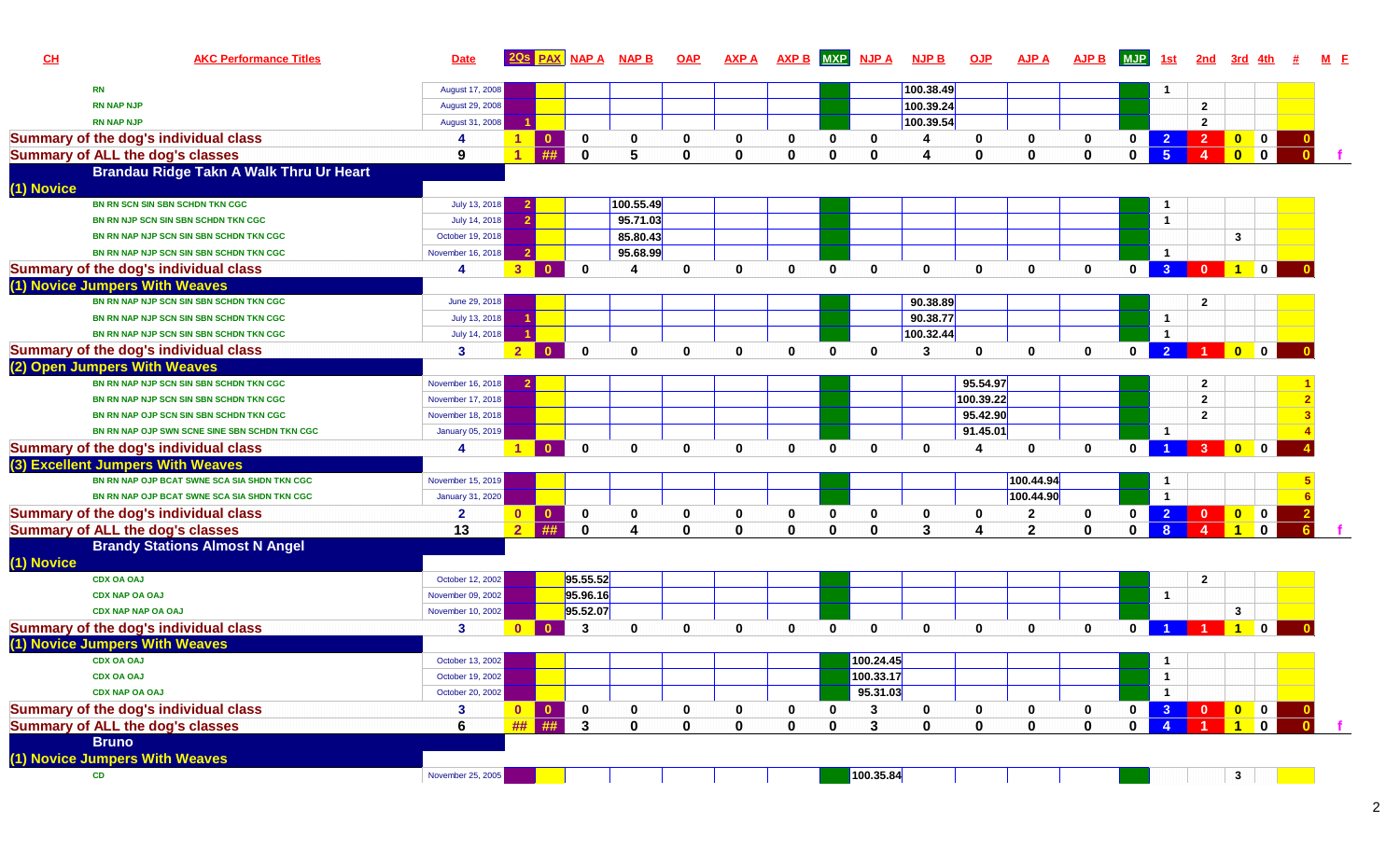| CH | AKC Performance Titles | Date | 2Qs | PAX | NAP A | NAP B | OAP | AXP A | AXP B | MXP | NJP A | NJP B | OJP | AJP A | AJP B | MJP | 1st | 2nd | 3rd | 4th | # | M | F |
|---|---|---|---|---|---|---|---|---|---|---|---|---|---|---|---|---|---|---|---|---|---|---|---|
| | RN | August 17, 2008 | | | | | | | | | | 100.38.49 | | | | | 1 | | | | | | |
| | RN NAP NJP | August 29, 2008 | | | | | | | | | | 100.39.24 | | | | | | 2 | | | | | |
| | RN NAP NJP | August 31, 2008 | 1 | | | | | | | | | 100.39.54 | | | | | | 2 | | | | | |
| Summary of the dog's individual class | | 4 | 1 | 0 | 0 | 0 | 0 | 0 | 0 | 0 | 0 | 4 | 0 | 0 | 0 | 0 | 2 | 2 | 0 | 0 | 0 | | |
| Summary of ALL the dog's classes | | 9 | 1 | ## | 0 | 5 | 0 | 0 | 0 | 0 | 0 | 4 | 0 | 0 | 0 | 0 | 5 | 4 | 0 | 0 | 0 | | f |
| Brandau Ridge Takn A Walk Thru Ur Heart | | | | | | | | | | | | | | | | | | | | | | | |
| (1) Novice | | | | | | | | | | | | | | | | | | | | | | | |
| | BN RN SCN SIN SBN SCHDN TKN CGC | July 13, 2018 | 2 | | | 100.55.49 | | | | | | | | | | | 1 | | | | | | |
| | BN RN NJP SCN SIN SBN SCHDN TKN CGC | July 14, 2018 | 2 | | | 95.71.03 | | | | | | | | | | | 1 | | | | | | |
| | BN RN NAP NJP SCN SIN SBN SCHDN TKN CGC | October 19, 2018 | | | | 85.80.43 | | | | | | | | | | | | | 3 | | | | |
| | BN RN NAP NJP SCN SIN SBN SCHDN TKN CGC | November 16, 2018 | 2 | | | 95.68.99 | | | | | | | | | | | 1 | | | | | | |
| Summary of the dog's individual class | | 4 | 3 | 0 | 0 | 4 | 0 | 0 | 0 | 0 | 0 | 0 | 0 | 0 | 0 | 0 | 3 | 0 | 1 | 0 | 0 | | |
| (1) Novice Jumpers With Weaves | | | | | | | | | | | | | | | | | | | | | | | |
| | BN RN NAP NJP SCN SIN SBN SCHDN TKN CGC | June 29, 2018 | | | | | | | | | | 90.38.89 | | | | | | 2 | | | | | |
| | BN RN NAP NJP SCN SIN SBN SCHDN TKN CGC | July 13, 2018 | 1 | | | | | | | | | 90.38.77 | | | | | 1 | | | | | | |
| | BN RN NAP NJP SCN SIN SBN SCHDN TKN CGC | July 14, 2018 | 1 | | | | | | | | | 100.32.44 | | | | | 1 | | | | | | |
| Summary of the dog's individual class | | 3 | 2 | 0 | 0 | 0 | 0 | 0 | 0 | 0 | 0 | 3 | 0 | 0 | 0 | 0 | 2 | 1 | 0 | 0 | 0 | | |
| (2) Open Jumpers With Weaves | | | | | | | | | | | | | | | | | | | | | | | |
| | BN RN NAP NJP SCN SIN SBN SCHDN TKN CGC | November 16, 2018 | 2 | | | | | | | | | | 95.54.97 | | | | | 2 | | | 1 | | |
| | BN RN NAP NJP SCN SIN SBN SCHDN TKN CGC | November 17, 2018 | | | | | | | | | | | 100.39.22 | | | | | 2 | | | 2 | | |
| | BN RN NAP OJP SCN SIN SBN SCHDN TKN CGC | November 18, 2018 | | | | | | | | | | | 95.42.90 | | | | | 2 | | | 3 | | |
| | BN RN NAP OJP SWN SCNE SINE SBN SCHDN TKN CGC | January 05, 2019 | | | | | | | | | | | 91.45.01 | | | | 1 | | | | 4 | | |
| Summary of the dog's individual class | | 4 | 1 | 0 | 0 | 0 | 0 | 0 | 0 | 0 | 0 | 0 | 4 | 0 | 0 | 0 | 1 | 3 | 0 | 0 | 4 | | |
| (3) Excellent Jumpers With Weaves | | | | | | | | | | | | | | | | | | | | | | | |
| | BN RN NAP OJP BCAT SWNE SCA SIA SHDN TKN CGC | November 15, 2019 | | | | | | | | | | | | 100.44.94 | | | 1 | | | | 5 | | |
| | BN RN NAP OJP BCAT SWNE SCA SIA SHDN TKN CGC | January 31, 2020 | | | | | | | | | | | | 100.44.90 | | | 1 | | | | 6 | | |
| Summary of the dog's individual class | | 2 | 0 | 0 | 0 | 0 | 0 | 0 | 0 | 0 | 0 | 0 | 0 | 2 | 0 | 0 | 2 | 0 | 0 | 0 | 2 | | |
| Summary of ALL the dog's classes | | 13 | 2 | ## | 0 | 4 | 0 | 0 | 0 | 0 | 0 | 3 | 4 | 2 | 0 | 0 | 8 | 4 | 1 | 0 | 6 | | f |
| Brandy Stations Almost N Angel | | | | | | | | | | | | | | | | | | | | | | | |
| (1) Novice | | | | | | | | | | | | | | | | | | | | | | | |
| | CDX OA OAJ | October 12, 2002 | | | 95.55.52 | | | | | | | | | | | | | 2 | | | | | |
| | CDX NAP OA OAJ | November 09, 2002 | | | 95.96.16 | | | | | | | | | | | | 1 | | | | | | |
| | CDX NAP NAP OA OAJ | November 10, 2002 | | | 95.52.07 | | | | | | | | | | | | | | 3 | | | | |
| Summary of the dog's individual class | | 3 | 0 | 0 | 3 | 0 | 0 | 0 | 0 | 0 | 0 | 0 | 0 | 0 | 0 | 0 | 1 | 1 | 1 | 0 | 0 | | |
| (1) Novice Jumpers With Weaves | | | | | | | | | | | | | | | | | | | | | | | |
| | CDX OA OAJ | October 13, 2002 | | | | | | | | | 100.24.45 | | | | | | 1 | | | | | | |
| | CDX OA OAJ | October 19, 2002 | | | | | | | | | 100.33.17 | | | | | | 1 | | | | | | |
| | CDX NAP OA OAJ | October 20, 2002 | | | | | | | | | 95.31.03 | | | | | | 1 | | | | | | |
| Summary of the dog's individual class | | 3 | 0 | 0 | 0 | 0 | 0 | 0 | 0 | 0 | 3 | 0 | 0 | 0 | 0 | 0 | 3 | 0 | 0 | 0 | 0 | | |
| Summary of ALL the dog's classes | | 6 | ## | ## | 3 | 0 | 0 | 0 | 0 | 0 | 3 | 0 | 0 | 0 | 0 | 0 | 4 | 1 | 1 | 0 | 0 | | f |
| Bruno | | | | | | | | | | | | | | | | | | | | | | | |
| (1) Novice Jumpers With Weaves | | | | | | | | | | | | | | | | | | | | | | | |
| | CD | November 25, 2005 | | | | | | | | | 100.35.84 | | | | | | | | 3 | | | | |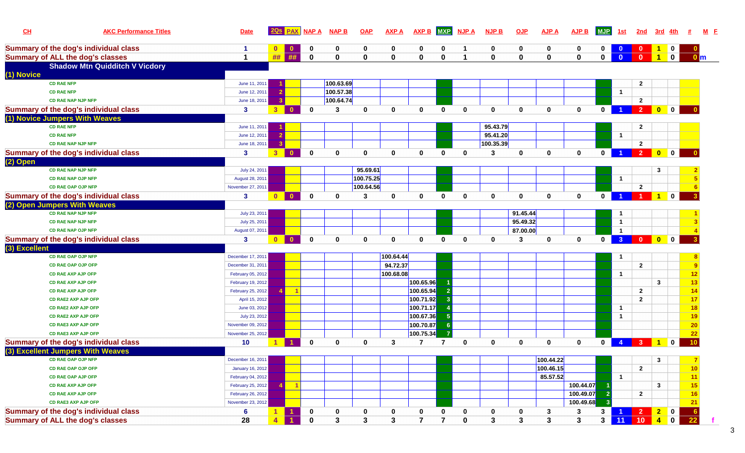| CH | AKC Performance Titles | Date | 2Qs | PAX | NAP A | NAP B | OAP | AXP A | AXP B | MXP | NJP A | NJP B | OJP | AJP A | AJP B | MJP | 1st | 2nd | 3rd | 4th | # | M | F |
|---|---|---|---|---|---|---|---|---|---|---|---|---|---|---|---|---|---|---|---|---|---|---|---|
| Summary of the dog's individual class | | 1 | 0 | 0 | 0 | 0 | 0 | 0 | 0 | 0 | 1 | 0 | 0 | 0 | 0 | 0 | 0 | 0 | 1 | 0 | 0 | | |
| Summary of ALL the dog's classes | | 1 | ## | ## | 0 | 0 | 0 | 0 | 0 | 0 | 1 | 0 | 0 | 0 | 0 | 0 | 0 | 0 | 1 | 0 | 0 | m | |
| Shadow Mtn Quidditch V Vicdory | | | | | | | | | | | | | | | | | | | | | | | |
| (1) Novice | | | | | | | | | | | | | | | | | | | | | | | |
| | CD RAE NFP | June 11, 2011 | 1 | | | 100.63.69 | | | | | | | | | | | | 2 | | | | | |
| | CD RAE NFP | June 12, 2011 | 2 | | | 100.57.38 | | | | | | | | | | | 1 | | | | | | |
| | CD RAE NAP NJP NFP | June 18, 2011 | 3 | | | 100.64.74 | | | | | | | | | | | | 2 | | | | | |
| Summary of the dog's individual class | | 3 | 3 | 0 | 0 | 3 | 0 | 0 | 0 | 0 | 0 | 0 | 0 | 0 | 0 | 0 | 1 | 2 | 0 | 0 | 0 | | |
| (1) Novice Jumpers With Weaves | | | | | | | | | | | | | | | | | | | | | | | |
| | CD RAE NFP | June 11, 2011 | 1 | | | | | | | | | 95.43.79 | | | | | | 2 | | | | | |
| | CD RAE NFP | June 12, 2011 | 2 | | | | | | | | | 95.41.20 | | | | | 1 | | | | | | |
| | CD RAE NAP NJP NFP | June 18, 2011 | 3 | | | | | | | | | 100.35.39 | | | | | | 2 | | | | | |
| Summary of the dog's individual class | | 3 | 3 | 0 | 0 | 0 | 0 | 0 | 0 | 0 | 0 | 3 | 0 | 0 | 0 | 0 | 1 | 2 | 0 | 0 | 0 | | |
| (2) Open | | | | | | | | | | | | | | | | | | | | | | | |
| | CD RAE NAP NJP NFP | July 24, 2011 | | | | | 95.69.61 | | | | | | | | | | | | 3 | | 2 | | |
| | CD RAE NAP OJP NFP | August 28, 2011 | | | | | 100.75.25 | | | | | | | | | | 1 | | | | 5 | | |
| | CD RAE OAP OJP NFP | November 27, 2011 | | | | | 100.64.56 | | | | | | | | | | | 2 | | | 6 | | |
| Summary of the dog's individual class | | 3 | 0 | 0 | 0 | 0 | 3 | 0 | 0 | 0 | 0 | 0 | 0 | 0 | 0 | 0 | 1 | 1 | 1 | 0 | 3 | | |
| (2) Open Jumpers With Weaves | | | | | | | | | | | | | | | | | | | | | | | |
| | CD RAE NAP NJP NFP | July 23, 2011 | | | | | | | | | | | 91.45.44 | | | | 1 | | | | 1 | | |
| | CD RAE NAP NJP NFP | July 25, 2011 | | | | | | | | | | | 95.49.32 | | | | 1 | | | | 3 | | |
| | CD RAE NAP OJP NFP | August 07, 2011 | | | | | | | | | | | 87.00.00 | | | | 1 | | | | 4 | | |
| Summary of the dog's individual class | | 3 | 0 | 0 | 0 | 0 | 0 | 0 | 0 | 0 | 0 | 0 | 3 | 0 | 0 | 0 | 3 | 0 | 0 | 0 | 3 | | |
| (3) Excellent | | | | | | | | | | | | | | | | | | | | | | | |
| | CD RAE OAP OJP NFP | December 17, 2011 | | | | | | 100.64.44 | | | | | | | | | 1 | | | | 8 | | |
| | CD RAE OAP OJP OFP | December 31, 2011 | | | | | | 94.72.37 | | | | | | | | | | 2 | | | 9 | | |
| | CD RAE OAP AJP OFP | February 05, 2012 | | | | | | 100.68.08 | | | | | | | | | 1 | | | | 12 | | |
| | CD RAE AXP AJP OFP | February 19, 2012 | | | | | | | 100.65.96 | 1 | | | | | | | | | 3 | | 13 | | |
| | CD RAE AXP AJP OFP | February 25, 2012 | 4 | 1 | | | | | 100.65.94 | 2 | | | | | | | | 2 | | | 14 | | |
| | CD RAE2 AXP AJP OFP | April 15, 2012 | | | | | | | 100.71.92 | 3 | | | | | | | | 2 | | | 17 | | |
| | CD RAE2 AXP AJP OFP | June 03, 2012 | | | | | | | 100.71.17 | 4 | | | | | | | 1 | | | | 18 | | |
| | CD RAE2 AXP AJP OFP | July 23, 2012 | | | | | | | 100.67.36 | 5 | | | | | | | 1 | | | | 19 | | |
| | CD RAE3 AXP AJP OFP | November 09, 2012 | | | | | | | 100.70.87 | 6 | | | | | | | | | | | 20 | | |
| | CD RAE3 AXP AJP OFP | November 25, 2012 | | | | | | | 100.75.34 | 7 | | | | | | | | | | | 22 | | |
| Summary of the dog's individual class | | 10 | 1 | 1 | 0 | 0 | 0 | 3 | 7 | 7 | 0 | 0 | 0 | 0 | 0 | 0 | 4 | 3 | 1 | 0 | 10 | | |
| (3) Excellent Jumpers With Weaves | | | | | | | | | | | | | | | | | | | | | | | |
| | CD RAE OAP OJP NFP | December 16, 2011 | | | | | | | | | | | | 100.44.22 | | | | | 3 | | 7 | | |
| | CD RAE OAP OJP OFP | January 16, 2012 | | | | | | | | | | | | 100.46.15 | | | | 2 | | | 10 | | |
| | CD RAE OAP AJP OFP | February 04, 2012 | | | | | | | | | | | | 85.57.52 | | | 1 | | | | 11 | | |
| | CD RAE AXP AJP OFP | February 25, 2012 | 4 | 1 | | | | | | | | | | | 100.44.07 | 1 | | | 3 | | 15 | | |
| | CD RAE AXP AJP OFP | February 26, 2012 | | | | | | | | | | | | | 100.49.07 | 2 | | 2 | | | 16 | | |
| | CD RAE3 AXP AJP OFP | November 23, 2012 | | | | | | | | | | | | | 100.49.68 | 3 | | | | | 21 | | |
| Summary of the dog's individual class | | 6 | 1 | 1 | 0 | 0 | 0 | 0 | 0 | 0 | 0 | 0 | 0 | 3 | 3 | 3 | 1 | 2 | 2 | 0 | 6 | | |
| Summary of ALL the dog's classes | | 28 | 4 | 1 | 0 | 3 | 3 | 3 | 7 | 7 | 0 | 3 | 3 | 3 | 3 | 3 | 11 | 10 | 4 | 0 | 22 | | f |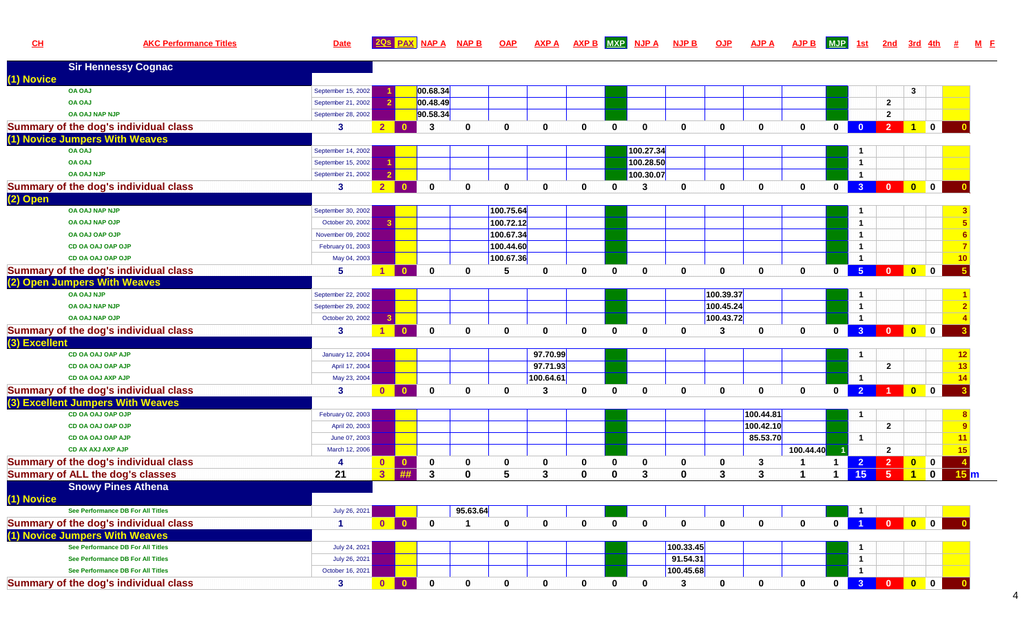| CH | AKC Performance Titles | Date | 2Qs | PAX | NAP A | NAP B | OAP | AXP A | AXP B | MXP | NJP A | NJP B | OJP | AJP A | AJP B | MJP | 1st | 2nd | 3rd | 4th | # | M | F |
|---|---|---|---|---|---|---|---|---|---|---|---|---|---|---|---|---|---|---|---|---|---|---|---|
| **Sir Hennessy Cognac** | | | | | | | | | | | | | | | | | | | | | | | |
| **(1) Novice** | | | | | | | | | | | | | | | | | | | | | | | |
| | OA OAJ | September 15, 2002 | 1 | | 00.68.34 | | | | | | | | | | | | | | 3 | | | | |
| | OA OAJ | September 21, 2002 | 2 | | 00.48.49 | | | | | | | | | | | | | 2 | | | | | |
| | OA OAJ NAP NJP | September 28, 2002 | | | 90.58.34 | | | | | | | | | | | | | 2 | | | | | |
| **Summary of the dog's individual class** | | 3 | 2 | 0 | 3 | 0 | 0 | 0 | 0 | 0 | 0 | 0 | 0 | 0 | 0 | 0 | 0 | 2 | 1 | 0 | 0 | | |
| **(1) Novice Jumpers With Weaves** | | | | | | | | | | | | | | | | | | | | | | | |
| | OA OAJ | September 14, 2002 | | | | | | | | | 100.27.34 | | | | | | 1 | | | | | | |
| | OA OAJ | September 15, 2002 | 1 | | | | | | | | 100.28.50 | | | | | | 1 | | | | | | |
| | OA OAJ NJP | September 21, 2002 | 2 | | | | | | | | 100.30.07 | | | | | | 1 | | | | | | |
| **Summary of the dog's individual class** | | 3 | 2 | 0 | 0 | 0 | 0 | 0 | 0 | 0 | 3 | 0 | 0 | 0 | 0 | 0 | 3 | 0 | 0 | 0 | 0 | | |
| **(2) Open** | | | | | | | | | | | | | | | | | | | | | | | |
| | OA OAJ NAP NJP | September 30, 2002 | | | | | 100.75.64 | | | | | | | | | | 1 | | | | 3 | | |
| | OA OAJ NAP OJP | October 20, 2002 | 3 | | | | 100.72.12 | | | | | | | | | | 1 | | | | 5 | | |
| | OA OAJ OAP OJP | November 09, 2002 | | | | | 100.67.34 | | | | | | | | | | 1 | | | | 6 | | |
| | CD OA OAJ OAP OJP | February 01, 2003 | | | | | 100.44.60 | | | | | | | | | | 1 | | | | 7 | | |
| | CD OA OAJ OAP OJP | May 04, 2003 | | | | | 100.67.36 | | | | | | | | | | 1 | | | | 10 | | |
| **Summary of the dog's individual class** | | 5 | 1 | 0 | 0 | 0 | 5 | 0 | 0 | 0 | 0 | 0 | 0 | 0 | 0 | 0 | 5 | 0 | 0 | 0 | 5 | | |
| **(2) Open Jumpers With Weaves** | | | | | | | | | | | | | | | | | | | | | | | |
| | OA OAJ NJP | September 22, 2002 | | | | | | | | | | | 100.39.37 | | | | 1 | | | | 1 | | |
| | OA OAJ NAP NJP | September 29, 2002 | | | | | | | | | | | 100.45.24 | | | | 1 | | | | 2 | | |
| | OA OAJ NAP OJP | October 20, 2002 | 3 | | | | | | | | | | 100.43.72 | | | | 1 | | | | 4 | | |
| **Summary of the dog's individual class** | | 3 | 1 | 0 | 0 | 0 | 0 | 0 | 0 | 0 | 0 | 0 | 3 | 0 | 0 | 0 | 3 | 0 | 0 | 0 | 3 | | |
| **(3) Excellent** | | | | | | | | | | | | | | | | | | | | | | | |
| | CD OA OAJ OAP AJP | January 12, 2004 | | | | | | 97.70.99 | | | | | | | | | 1 | | | | 12 | | |
| | CD OA OAJ OAP AJP | April 17, 2004 | | | | | | 97.71.93 | | | | | | | | | | 2 | | | 13 | | |
| | CD OA OAJ AXP AJP | May 23, 2004 | | | | | | 100.64.61 | | | | | | | | | 1 | | | | 14 | | |
| **Summary of the dog's individual class** | | 3 | 0 | 0 | 0 | 0 | 0 | 3 | 0 | 0 | 0 | 0 | 0 | 0 | 0 | 0 | 2 | 1 | 0 | 0 | 3 | | |
| **(3) Excellent Jumpers With Weaves** | | | | | | | | | | | | | | | | | | | | | | | |
| | CD OA OAJ OAP OJP | February 02, 2003 | | | | | | | | | | | | 100.44.81 | | | 1 | | | | 8 | | |
| | CD OA OAJ OAP OJP | April 20, 2003 | | | | | | | | | | | | 100.42.10 | | | | 2 | | | 9 | | |
| | CD OA OAJ OAP AJP | June 07, 2003 | | | | | | | | | | | | 85.53.70 | | | 1 | | | | 11 | | |
| | CD AX AXJ AXP AJP | March 12, 2006 | | | | | | | | | | | | | 100.44.40 | 1 | | 2 | | | 15 | | |
| **Summary of the dog's individual class** | | 4 | 0 | 0 | 0 | 0 | 0 | 0 | 0 | 0 | 0 | 0 | 0 | 3 | 1 | 1 | 2 | 2 | 0 | 0 | 4 | | |
| **Summary of ALL the dog's classes** | | 21 | 3 | ## | 3 | 0 | 5 | 3 | 0 | 0 | 3 | 0 | 3 | 3 | 1 | 1 | 15 | 5 | 1 | 0 | 15 | m | |
| **Snowy Pines Athena** | | | | | | | | | | | | | | | | | | | | | | | |
| **(1) Novice** | | | | | | | | | | | | | | | | | | | | | | | |
| | See Performance DB For All Titles | July 26, 2021 | | | | 95.63.64 | | | | | | | | | | | 1 | | | | | | |
| **Summary of the dog's individual class** | | 1 | 0 | 0 | 0 | 1 | 0 | 0 | 0 | 0 | 0 | 0 | 0 | 0 | 0 | 0 | 1 | 0 | 0 | 0 | 0 | | |
| **(1) Novice Jumpers With Weaves** | | | | | | | | | | | | | | | | | | | | | | | |
| | See Performance DB For All Titles | July 24, 2021 | | | | | | | | | | 100.33.45 | | | | | 1 | | | | | | |
| | See Performance DB For All Titles | July 26, 2021 | | | | | | | | | | 91.54.31 | | | | | 1 | | | | | | |
| | See Performance DB For All Titles | October 16, 2021 | | | | | | | | | | 100.45.68 | | | | | 1 | | | | | | |
| **Summary of the dog's individual class** | | 3 | 0 | 0 | 0 | 0 | 0 | 0 | 0 | 0 | 0 | 3 | 0 | 0 | 0 | 0 | 3 | 0 | 0 | 0 | 0 | | |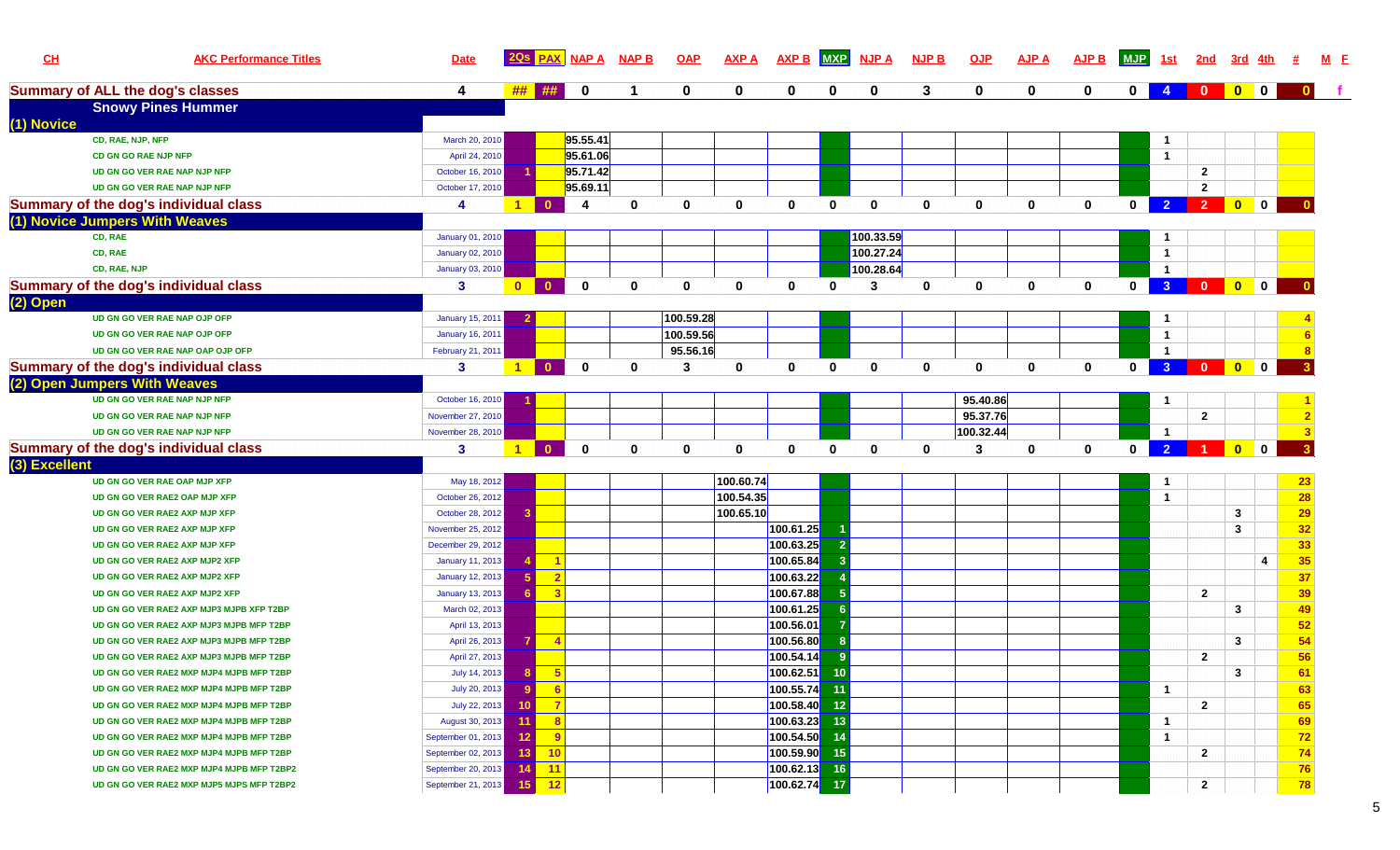| CH | AKC Performance Titles | Date | 2Qs | PAX | NAP A | NAP B | OAP | AXP A | AXP B | MXP | NJP A | NJP B | OJP | AJP A | AJP B | MJP | 1st | 2nd | 3rd | 4th | # | M | F |
|---|---|---|---|---|---|---|---|---|---|---|---|---|---|---|---|---|---|---|---|---|---|---|---|
| Summary of ALL the dog's classes | | 4 | ## | ## | 0 | 1 | 0 | 0 | 0 | 0 | 0 | 3 | 0 | 0 | 0 | 0 | 4 | 0 | 0 | 0 | 0 | | f |
| Snowy Pines Hummer | | | | | | | | | | | | | | | | | | | | | | | |
| (1) Novice | | | | | | | | | | | | | | | | | | | | | | | |
| | CD, RAE, NJP, NFP | March 20, 2010 | | | 95.55.41 | | | | | | | | | | | | 1 | | | | | | |
| | CD GN GO RAE NJP NFP | April 24, 2010 | | | 95.61.06 | | | | | | | | | | | | 1 | | | | | | |
| | UD GN GO VER RAE NAP NJP NFP | October 16, 2010 | 1 | | 95.71.42 | | | | | | | | | | | | | 2 | | | | | |
| | UD GN GO VER RAE NAP NJP NFP | October 17, 2010 | | | 95.69.11 | | | | | | | | | | | | | 2 | | | | | |
| Summary of the dog's individual class | | 4 | 1 | 0 | 4 | 0 | 0 | 0 | 0 | 0 | 0 | 0 | 0 | 0 | 0 | 0 | 2 | 2 | 0 | 0 | 0 | | |
| (1) Novice Jumpers With Weaves | | | | | | | | | | | | | | | | | | | | | | | |
| | CD, RAE | January 01, 2010 | | | | | | | | | 100.33.59 | | | | | | 1 | | | | | | |
| | CD, RAE | January 02, 2010 | | | | | | | | | 100.27.24 | | | | | | 1 | | | | | | |
| | CD, RAE, NJP | January 03, 2010 | | | | | | | | | 100.28.64 | | | | | | 1 | | | | | | |
| Summary of the dog's individual class | | 3 | 0 | 0 | 0 | 0 | 0 | 0 | 0 | 0 | 3 | 0 | 0 | 0 | 0 | 0 | 3 | 0 | 0 | 0 | 0 | | |
| (2) Open | | | | | | | | | | | | | | | | | | | | | | | |
| | UD GN GO VER RAE NAP NJP OFP | January 15, 2011 | 2 | | | | 100.59.28 | | | | | | | | | | 1 | | | | 4 | | |
| | UD GN GO VER RAE NAP NJP OFP | January 16, 2011 | | | | | 100.59.56 | | | | | | | | | | 1 | | | | 6 | | |
| | UD GN GO VER RAE NAP OAP OJP OFP | February 21, 2011 | | | | | 95.56.16 | | | | | | | | | | 1 | | | | 8 | | |
| Summary of the dog's individual class | | 3 | 1 | 0 | 0 | 0 | 3 | 0 | 0 | 0 | 0 | 0 | 0 | 0 | 0 | 0 | 3 | 0 | 0 | 0 | 3 | | |
| (2) Open Jumpers With Weaves | | | | | | | | | | | | | | | | | | | | | | | |
| | UD GN GO VER RAE NAP NJP NFP | October 16, 2010 | 1 | | | | | | | | | | 95.40.86 | | | | 1 | | | | 1 | | |
| | UD GN GO VER RAE NAP NJP NFP | November 27, 2010 | | | | | | | | | | | 95.37.76 | | | | | 2 | | | 2 | | |
| | UD GN GO VER RAE NAP NJP NFP | November 28, 2010 | | | | | | | | | | | 100.32.44 | | | | 1 | | | | 3 | | |
| Summary of the dog's individual class | | 3 | 1 | 0 | 0 | 0 | 0 | 0 | 0 | 0 | 0 | 0 | 3 | 0 | 0 | 0 | 2 | 1 | 0 | 0 | 3 | | |
| (3) Excellent | | | | | | | | | | | | | | | | | | | | | | | |
| | UD GN GO VER RAE OAP MJP XFP | May 18, 2012 | | | | | | 100.60.74 | | | | | | | | | 1 | | | | 23 | | |
| | UD GN GO VER RAE2 OAP MJP XFP | October 26, 2012 | | | | | | 100.54.35 | | | | | | | | | 1 | | | | 28 | | |
| | UD GN GO VER RAE2 AXP MJP XFP | October 28, 2012 | 3 | | | | | 100.65.10 | | | | | | | | | | | 3 | | 29 | | |
| | UD GN GO VER RAE2 AXP MJP XFP | November 25, 2012 | | | | | | | 100.61.25 | 1 | | | | | | | | | 3 | | 32 | | |
| | UD GN GO VER RAE2 AXP MJP XFP | December 29, 2012 | | | | | | | 100.63.25 | 2 | | | | | | | | | | | 33 | | |
| | UD GN GO VER RAE2 AXP MJP2 XFP | January 11, 2013 | 4 | 1 | | | | | 100.65.84 | 3 | | | | | | | | | | 4 | 35 | | |
| | UD GN GO VER RAE2 AXP MJP2 XFP | January 12, 2013 | 5 | 2 | | | | | 100.63.22 | 4 | | | | | | | | | | | 37 | | |
| | UD GN GO VER RAE2 AXP MJP2 XFP | January 13, 2013 | 6 | 3 | | | | | 100.67.88 | 5 | | | | | | | | 2 | | | 39 | | |
| | UD GN GO VER RAE2 AXP MJP3 MJPB XFP T2BP | March 02, 2013 | | | | | | | 100.61.25 | 6 | | | | | | | | | 3 | | 49 | | |
| | UD GN GO VER RAE2 AXP MJP3 MJPB MFP T2BP | April 13, 2013 | | | | | | | 100.56.01 | 7 | | | | | | | | | | | 52 | | |
| | UD GN GO VER RAE2 AXP MJP3 MJPB MFP T2BP | April 26, 2013 | 7 | 4 | | | | | 100.56.80 | 8 | | | | | | | | | 3 | | 54 | | |
| | UD GN GO VER RAE2 AXP MJP3 MJPB MFP T2BP | April 27, 2013 | | | | | | | 100.54.14 | 9 | | | | | | | | 2 | | | 56 | | |
| | UD GN GO VER RAE2 MXP MJP4 MJPB MFP T2BP | July 14, 2013 | 8 | 5 | | | | | 100.62.51 | 10 | | | | | | | | | 3 | | 61 | | |
| | UD GN GO VER RAE2 MXP MJP4 MJPB MFP T2BP | July 20, 2013 | 9 | 6 | | | | | 100.55.74 | 11 | | | | | | | 1 | | | | 63 | | |
| | UD GN GO VER RAE2 MXP MJP4 MJPB MFP T2BP | July 22, 2013 | 10 | 7 | | | | | 100.58.40 | 12 | | | | | | | | 2 | | | 65 | | |
| | UD GN GO VER RAE2 MXP MJP4 MJPB MFP T2BP | August 30, 2013 | 11 | 8 | | | | | 100.63.23 | 13 | | | | | | | 1 | | | | 69 | | |
| | UD GN GO VER RAE2 MXP MJP4 MJPB MFP T2BP | September 01, 2013 | 12 | 9 | | | | | 100.54.50 | 14 | | | | | | | 1 | | | | 72 | | |
| | UD GN GO VER RAE2 MXP MJP4 MJPB MFP T2BP | September 02, 2013 | 13 | 10 | | | | | 100.59.90 | 15 | | | | | | | | 2 | | | 74 | | |
| | UD GN GO VER RAE2 MXP MJP4 MJPB MFP T2BP2 | September 20, 2013 | 14 | 11 | | | | | 100.62.13 | 16 | | | | | | | | | | | 76 | | |
| | UD GN GO VER RAE2 MXP MJP5 MJPS MFP T2BP2 | September 21, 2013 | 15 | 12 | | | | | 100.62.74 | 17 | | | | | | | | 2 | | | 78 | | |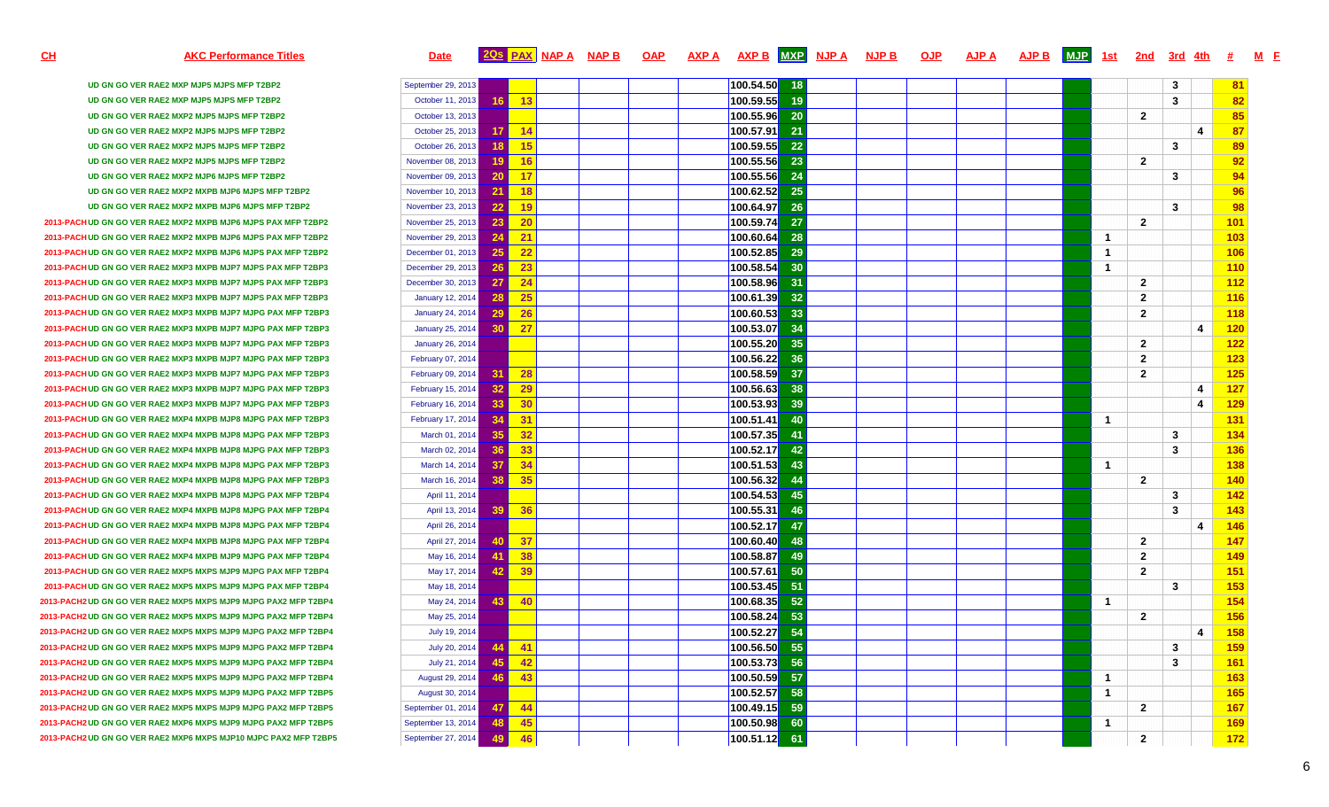| CH | AKC Performance Titles | Date | 2Qs | PAX | NAP A | NAP B | OAP | AXP A | AXP B | MXP | NJP A | NJP B | OJP | AJP A | AJP B | MJP | 1st | 2nd | 3rd | 4th | # | M | F |
|---|---|---|---|---|---|---|---|---|---|---|---|---|---|---|---|---|---|---|---|---|---|---|---|
| | UD GN GO VER RAE2 MXP MJP5 MJPS MFP T2BP2 | September 29, 2013 | | | | | | | 100.54.50 | 18 | | | | | | | | | 3 | | 81 | | |
| | UD GN GO VER RAE2 MXP MJP5 MJPS MFP T2BP2 | October 11, 2013 | 16 | 13 | | | | | 100.59.55 | 19 | | | | | | | | | 3 | | 82 | | |
| | UD GN GO VER RAE2 MXP2 MJP5 MJPS MFP T2BP2 | October 13, 2013 | | | | | | | 100.55.96 | 20 | | | | | | | | 2 | | | 85 | | |
| | UD GN GO VER RAE2 MXP2 MJP5 MJPS MFP T2BP2 | October 25, 2013 | 17 | 14 | | | | | 100.57.91 | 21 | | | | | | | | | | 4 | 87 | | |
| | UD GN GO VER RAE2 MXP2 MJP5 MJPS MFP T2BP2 | October 26, 2013 | 18 | 15 | | | | | 100.59.55 | 22 | | | | | | | | | 3 | | 89 | | |
| | UD GN GO VER RAE2 MXP2 MJP5 MJPS MFP T2BP2 | November 08, 2013 | 19 | 16 | | | | | 100.55.56 | 23 | | | | | | | | 2 | | | 92 | | |
| | UD GN GO VER RAE2 MXP2 MJP6 MJPS MFP T2BP2 | November 09, 2013 | 20 | 17 | | | | | 100.55.56 | 24 | | | | | | | | | 3 | | 94 | | |
| | UD GN GO VER RAE2 MXP2 MXPB MJP6 MJPS MFP T2BP2 | November 10, 2013 | 21 | 18 | | | | | 100.62.52 | 25 | | | | | | | | | | | 96 | | |
| | UD GN GO VER RAE2 MXP2 MXPB MJP6 MJPS MFP T2BP2 | November 23, 2013 | 22 | 19 | | | | | 100.64.97 | 26 | | | | | | | | | 3 | | 98 | | |
| 2013-PACH | UD GN GO VER RAE2 MXP2 MXPB MJP6 MJPS PAX MFP T2BP2 | November 25, 2013 | 23 | 20 | | | | | 100.59.74 | 27 | | | | | | | | 2 | | | 101 | | |
| 2013-PACH | UD GN GO VER RAE2 MXP2 MXPB MJP6 MJPS PAX MFP T2BP2 | November 29, 2013 | 24 | 21 | | | | | 100.60.64 | 28 | | | | | | | 1 | | | | 103 | | |
| 2013-PACH | UD GN GO VER RAE2 MXP2 MXPB MJP6 MJPS PAX MFP T2BP2 | December 01, 2013 | 25 | 22 | | | | | 100.52.85 | 29 | | | | | | | 1 | | | | 106 | | |
| 2013-PACH | UD GN GO VER RAE2 MXP3 MXPB MJP7 MJPS PAX MFP T2BP3 | December 29, 2013 | 26 | 23 | | | | | 100.58.54 | 30 | | | | | | | 1 | | | | 110 | | |
| 2013-PACH | UD GN GO VER RAE2 MXP3 MXPB MJP7 MJPS PAX MFP T2BP3 | December 30, 2013 | 27 | 24 | | | | | 100.58.96 | 31 | | | | | | | | 2 | | | 112 | | |
| 2013-PACH | UD GN GO VER RAE2 MXP3 MXPB MJP7 MJPS PAX MFP T2BP3 | January 12, 2014 | 28 | 25 | | | | | 100.61.39 | 32 | | | | | | | | 2 | | | 116 | | |
| 2013-PACH | UD GN GO VER RAE2 MXP3 MXPB MJP7 MJPG PAX MFP T2BP3 | January 24, 2014 | 29 | 26 | | | | | 100.60.53 | 33 | | | | | | | | 2 | | | 118 | | |
| 2013-PACH | UD GN GO VER RAE2 MXP3 MXPB MJP7 MJPG PAX MFP T2BP3 | January 25, 2014 | 30 | 27 | | | | | 100.53.07 | 34 | | | | | | | | | | 4 | 120 | | |
| 2013-PACH | UD GN GO VER RAE2 MXP3 MXPB MJP7 MJPG PAX MFP T2BP3 | January 26, 2014 | | | | | | | 100.55.20 | 35 | | | | | | | | 2 | | | 122 | | |
| 2013-PACH | UD GN GO VER RAE2 MXP3 MXPB MJP7 MJPG PAX MFP T2BP3 | February 07, 2014 | | | | | | | 100.56.22 | 36 | | | | | | | | 2 | | | 123 | | |
| 2013-PACH | UD GN GO VER RAE2 MXP3 MXPB MJP7 MJPG PAX MFP T2BP3 | February 09, 2014 | 31 | 28 | | | | | 100.58.59 | 37 | | | | | | | | 2 | | | 125 | | |
| 2013-PACH | UD GN GO VER RAE2 MXP3 MXPB MJP7 MJPG PAX MFP T2BP3 | February 15, 2014 | 32 | 29 | | | | | 100.56.63 | 38 | | | | | | | | | | 4 | 127 | | |
| 2013-PACH | UD GN GO VER RAE2 MXP3 MXPB MJP7 MJPG PAX MFP T2BP3 | February 16, 2014 | 33 | 30 | | | | | 100.53.93 | 39 | | | | | | | | | | 4 | 129 | | |
| 2013-PACH | UD GN GO VER RAE2 MXP4 MXPB MJP8 MJPG PAX MFP T2BP3 | February 17, 2014 | 34 | 31 | | | | | 100.51.41 | 40 | | | | | | | 1 | | | | 131 | | |
| 2013-PACH | UD GN GO VER RAE2 MXP4 MXPB MJP8 MJPG PAX MFP T2BP3 | March 01, 2014 | 35 | 32 | | | | | 100.57.35 | 41 | | | | | | | | | 3 | | 134 | | |
| 2013-PACH | UD GN GO VER RAE2 MXP4 MXPB MJP8 MJPG PAX MFP T2BP3 | March 02, 2014 | 36 | 33 | | | | | 100.52.17 | 42 | | | | | | | | | 3 | | 136 | | |
| 2013-PACH | UD GN GO VER RAE2 MXP4 MXPB MJP8 MJPG PAX MFP T2BP3 | March 14, 2014 | 37 | 34 | | | | | 100.51.53 | 43 | | | | | | | 1 | | | | 138 | | |
| 2013-PACH | UD GN GO VER RAE2 MXP4 MXPB MJP8 MJPG PAX MFP T2BP3 | March 16, 2014 | 38 | 35 | | | | | 100.56.32 | 44 | | | | | | | | 2 | | | 140 | | |
| 2013-PACH | UD GN GO VER RAE2 MXP4 MXPB MJP8 MJPG PAX MFP T2BP4 | April 11, 2014 | | | | | | | 100.54.53 | 45 | | | | | | | | | 3 | | 142 | | |
| 2013-PACH | UD GN GO VER RAE2 MXP4 MXPB MJP8 MJPG PAX MFP T2BP4 | April 13, 2014 | 39 | 36 | | | | | 100.55.31 | 46 | | | | | | | | | 3 | | 143 | | |
| 2013-PACH | UD GN GO VER RAE2 MXP4 MXPB MJP8 MJPG PAX MFP T2BP4 | April 26, 2014 | | | | | | | 100.52.17 | 47 | | | | | | | | | | 4 | 146 | | |
| 2013-PACH | UD GN GO VER RAE2 MXP4 MXPB MJP8 MJPG PAX MFP T2BP4 | April 27, 2014 | 40 | 37 | | | | | 100.60.40 | 48 | | | | | | | | 2 | | | 147 | | |
| 2013-PACH | UD GN GO VER RAE2 MXP4 MXPB MJP9 MJPG PAX MFP T2BP4 | May 16, 2014 | 41 | 38 | | | | | 100.58.87 | 49 | | | | | | | | 2 | | | 149 | | |
| 2013-PACH | UD GN GO VER RAE2 MXP5 MXPS MJP9 MJPG PAX MFP T2BP4 | May 17, 2014 | 42 | 39 | | | | | 100.57.61 | 50 | | | | | | | | 2 | | | 151 | | |
| 2013-PACH | UD GN GO VER RAE2 MXP5 MXPS MJP9 MJPG PAX MFP T2BP4 | May 18, 2014 | | | | | | | 100.53.45 | 51 | | | | | | | | | 3 | | 153 | | |
| 2013-PACH2 | UD GN GO VER RAE2 MXP5 MXPS MJP9 MJPG PAX2 MFP T2BP4 | May 24, 2014 | 43 | 40 | | | | | 100.68.35 | 52 | | | | | | | 1 | | | | 154 | | |
| 2013-PACH2 | UD GN GO VER RAE2 MXP5 MXPS MJP9 MJPG PAX2 MFP T2BP4 | May 25, 2014 | | | | | | | 100.58.24 | 53 | | | | | | | | 2 | | | 156 | | |
| 2013-PACH2 | UD GN GO VER RAE2 MXP5 MXPS MJP9 MJPG PAX2 MFP T2BP4 | July 19, 2014 | | | | | | | 100.52.27 | 54 | | | | | | | | | | 4 | 158 | | |
| 2013-PACH2 | UD GN GO VER RAE2 MXP5 MXPS MJP9 MJPG PAX2 MFP T2BP4 | July 20, 2014 | 44 | 41 | | | | | 100.56.50 | 55 | | | | | | | | | 3 | | 159 | | |
| 2013-PACH2 | UD GN GO VER RAE2 MXP5 MXPS MJP9 MJPG PAX2 MFP T2BP4 | July 21, 2014 | 45 | 42 | | | | | 100.53.73 | 56 | | | | | | | | | 3 | | 161 | | |
| 2013-PACH2 | UD GN GO VER RAE2 MXP5 MXPS MJP9 MJPG PAX2 MFP T2BP4 | August 29, 2014 | 46 | 43 | | | | | 100.50.59 | 57 | | | | | | | 1 | | | | 163 | | |
| 2013-PACH2 | UD GN GO VER RAE2 MXP5 MXPS MJP9 MJPG PAX2 MFP T2BP5 | August 30, 2014 | | | | | | | 100.52.57 | 58 | | | | | | | 1 | | | | 165 | | |
| 2013-PACH2 | UD GN GO VER RAE2 MXP5 MXPS MJP9 MJPG PAX2 MFP T2BP5 | September 01, 2014 | 47 | 44 | | | | | 100.49.15 | 59 | | | | | | | | 2 | | | 167 | | |
| 2013-PACH2 | UD GN GO VER RAE2 MXP6 MXPS MJP9 MJPG PAX2 MFP T2BP5 | September 13, 2014 | 48 | 45 | | | | | 100.50.98 | 60 | | | | | | | 1 | | | | 169 | | |
| 2013-PACH2 | UD GN GO VER RAE2 MXP6 MXPS MJP10 MJPC PAX2 MFP T2BP5 | September 27, 2014 | 49 | 46 | | | | | 100.51.12 | 61 | | | | | | | | 2 | | | 172 | | |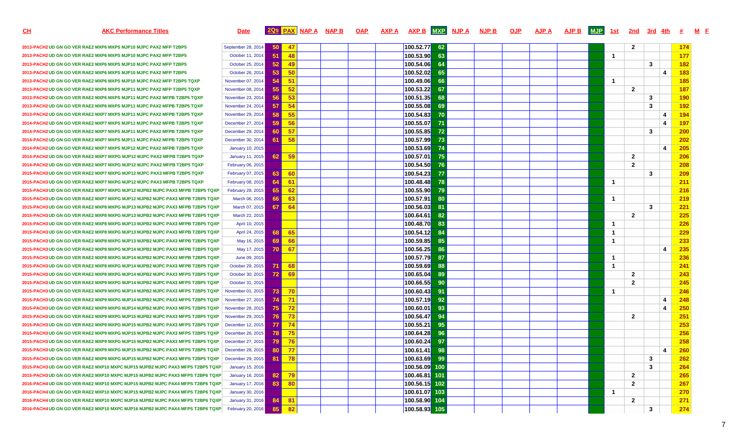| CH | AKC Performance Titles | Date | 2Qs | PAX | NAP A | NAP B | OAP | AXP A | AXP B | MXP | NJP A | NJP B | OJP | AJP A | AJP B | MJP | 1st | 2nd | 3rd | 4th | # | M | F |
|---|---|---|---|---|---|---|---|---|---|---|---|---|---|---|---|---|---|---|---|---|---|---|---|
| 2013-PACH2 | UD GN GO VER RAE2 MXP6 MXPS MJP10 MJPC PAX2 MFP T2BP5 | September 28, 2014 | 50 | 47 | | | | | 100.52.77 | 62 | | | | | | | | 2 | | | 174 | | |
| 2013-PACH2 | UD GN GO VER RAE2 MXP6 MXPS MJP10 MJPC PAX2 MFP T2BP5 | October 11, 2014 | 51 | 48 | | | | | 100.53.90 | 63 | | | | | | | 1 | | | | 177 | | |
| 2013-PACH2 | UD GN GO VER RAE2 MXP6 MXPS MJP10 MJPC PAX2 MFP T2BP5 | October 25, 2014 | 52 | 49 | | | | | 100.54.06 | 64 | | | | | | | | | 3 | | 182 | | |
| 2013-PACH2 | UD GN GO VER RAE2 MXP6 MXPS MJP10 MJPC PAX2 MFP T2BP5 | October 26, 2014 | 53 | 50 | | | | | 100.52.02 | 65 | | | | | | | | | | 4 | 183 | | |
| 2013-PACH2 | UD GN GO VER RAE2 MXP6 MXPS MJP10 MJPC PAX2 MFP T2BP5 TQXP | November 07, 2014 | 54 | 51 | | | | | 100.49.06 | 66 | | | | | | | 1 | | | | 185 | | |
| 2013-PACH2 | UD GN GO VER RAE2 MXP6 MXPS MJP11 MJPC PAX2 MFP T2BP5 TQXP | November 08, 2014 | 55 | 52 | | | | | 100.53.22 | 67 | | | | | | | | 2 | | | 187 | | |
| 2013-PACH2 | UD GN GO VER RAE2 MXP6 MXPS MJP11 MJPC PAX2 MFPB T2BP5 TQXP | November 23, 2014 | 56 | 53 | | | | | 100.51.35 | 68 | | | | | | | | | 3 | | 190 | | |
| 2013-PACH2 | UD GN GO VER RAE2 MXP6 MXPS MJP11 MJPC PAX2 MFPB T2BP5 TQXP | November 24, 2014 | 57 | 54 | | | | | 100.55.08 | 69 | | | | | | | | | 3 | | 192 | | |
| 2013-PACH2 | UD GN GO VER RAE2 MXP7 MXPS MJP11 MJPC PAX2 MFPB T2BP5 TQXP | November 29, 2014 | 58 | 55 | | | | | 100.54.83 | 70 | | | | | | | | | | 4 | 194 | | |
| 2014-PACH2 | UD GN GO VER RAE2 MXP7 MXPS MJP11 MJPC PAX2 MFPB T2BP5 TQXP | December 27, 2014 | 59 | 56 | | | | | 100.55.07 | 71 | | | | | | | | | | 4 | 197 | | |
| 2014-PACH2 | UD GN GO VER RAE2 MXP7 MXPS MJP11 MJPC PAX2 MFPB T2BP5 TQXP | December 29, 2014 | 60 | 57 | | | | | 100.55.85 | 72 | | | | | | | | | 3 | | 200 | | |
| 2014-PACH2 | UD GN GO VER RAE2 MXP7 MXPS MJP11 MJPC PAX2 MFPB T2BP5 TQXP | December 30, 2014 | 61 | 58 | | | | | 100.57.99 | 73 | | | | | | | | | | | 202 | | |
| 2014-PACH2 | UD GN GO VER RAE2 MXP7 MXPS MJP12 MJPC PAX2 MFPB T2BP5 TQXP | January 10, 2015 | | | | | | | 100.53.69 | 74 | | | | | | | | | | 4 | 205 | | |
| 2014-PACH2 | UD GN GO VER RAE2 MXP7 MXPG MJP12 MJPC PAX2 MFPB T2BP5 TQXP | January 11, 2015 | 62 | 59 | | | | | 100.57.01 | 75 | | | | | | | | 2 | | | 206 | | |
| 2014-PACH2 | UD GN GO VER RAE2 MXP7 MXPG MJP12 MJPC PAX2 MFPB T2BP5 TQXP | February 06, 2015 | | | | | | | 100.54.50 | 76 | | | | | | | | 2 | | | 208 | | |
| 2015-PACH3 | UD GN GO VER RAE2 MXP7 MXPG MJP12 MJPC PAX3 MFPB T2BP5 TQXP | February 07, 2015 | 63 | 60 | | | | | 100.54.23 | 77 | | | | | | | | | 3 | | 209 | | |
| 2015-PACH3 | UD GN GO VER RAE2 MXP7 MXPG MJP12 MJPC PAX3 MFPB T2BP5 TQXP | February 08, 2015 | 64 | 61 | | | | | 100.48.48 | 78 | | | | | | | 1 | | | | 211 | | |
| 2015-PACH3 | UD GN GO VER RAE2 MXP7 MXPG MJP12 MJPB2 MJPC PAX3 MFPB T2BP5 TQXP | February 28, 2015 | 65 | 62 | | | | | 100.55.90 | 79 | | | | | | | | | | | 216 | | |
| 2015-PACH3 | UD GN GO VER RAE2 MXP7 MXPG MJP12 MJPB2 MJPC PAX3 MFPB T2BP5 TQXP | March 06, 2015 | 66 | 63 | | | | | 100.57.91 | 80 | | | | | | | 1 | | | | 219 | | |
| 2015-PACH3 | UD GN GO VER RAE2 MXP8 MXPG MJP13 MJPB2 MJPC PAX3 MFPB T2BP5 TQXP | March 07, 2015 | 67 | 64 | | | | | 100.56.03 | 81 | | | | | | | | | 3 | | 221 | | |
| 2015-PACH3 | UD GN GO VER RAE2 MXP8 MXPG MJP13 MJPB2 MJPC PAX3 MFPB T2BP5 TQXP | March 22, 2015 | | | | | | | 100.64.61 | 82 | | | | | | | | 2 | | | 225 | | |
| 2015-PACH3 | UD GN GO VER RAE2 MXP8 MXPG MJP13 MJPB2 MJPC PAX3 MFPB T2BP5 TQXP | April 10, 2015 | | | | | | | 100.48.70 | 83 | | | | | | | 1 | | | | 226 | | |
| 2015-PACH3 | UD GN GO VER RAE2 MXP8 MXPG MJP13 MJPB2 MJPC PAX3 MFPB T2BP5 TQXP | April 24, 2015 | 68 | 65 | | | | | 100.54.12 | 84 | | | | | | | 1 | | | | 229 | | |
| 2015-PACH3 | UD GN GO VER RAE2 MXP8 MXPG MJP13 MJPB2 MJPC PAX3 MFPB T2BP5 TQXP | May 16, 2015 | 69 | 66 | | | | | 100.59.85 | 85 | | | | | | | 1 | | | | 233 | | |
| 2015-PACH3 | UD GN GO VER RAE2 MXP8 MXPG MJP14 MJPB2 MJPC PAX3 MFPB T2BP5 TQXP | May 17, 2015 | 70 | 67 | | | | | 100.56.25 | 86 | | | | | | | | | | 4 | 235 | | |
| 2015-PACH3 | UD GN GO VER RAE2 MXP8 MXPG MJP14 MJPB2 MJPC PAX3 MFPB T2BP5 TQXP | June 09, 2015 | | | | | | | 100.57.79 | 87 | | | | | | | 1 | | | | 236 | | |
| 2015-PACH3 | UD GN GO VER RAE2 MXP8 MXPG MJP14 MJPB2 MJPC PAX3 MFPB T2BP5 TQXP | October 29, 2015 | 71 | 68 | | | | | 100.59.69 | 88 | | | | | | | 1 | | | | 241 | | |
| 2015-PACH3 | UD GN GO VER RAE2 MXP8 MXPG MJP14 MJPB2 MJPC PAX3 MFPS T2BP5 TQXP | October 30, 2015 | 72 | 69 | | | | | 100.65.04 | 89 | | | | | | | | 2 | | | 243 | | |
| 2015-PACH3 | UD GN GO VER RAE2 MXP9 MXPG MJP14 MJPB2 MJPC PAX3 MFPS T2BP5 TQXP | October 31, 2015 | | | | | | | 100.66.55 | 90 | | | | | | | | 2 | | | 245 | | |
| 2015-PACH3 | UD GN GO VER RAE2 MXP9 MXPG MJP14 MJPB2 MJPC PAX3 MFPS T2BP5 TQXP | November 01, 2015 | 73 | 70 | | | | | 100.60.43 | 91 | | | | | | | 1 | | | | 246 | | |
| 2015-PACH3 | UD GN GO VER RAE2 MXP9 MXPG MJP14 MJPB2 MJPC PAX3 MFPS T2BP5 TQXP | November 27, 2015 | 74 | 71 | | | | | 100.57.19 | 92 | | | | | | | | | | 4 | 248 | | |
| 2015-PACH3 | UD GN GO VER RAE2 MXP9 MXPG MJP14 MJPB2 MJPC PAX3 MFPS T2BP5 TQXP | November 28, 2015 | 75 | 72 | | | | | 100.60.01 | 93 | | | | | | | | | | 4 | 250 | | |
| 2015-PACH3 | UD GN GO VER RAE2 MXP9 MXPG MJP15 MJPB2 MJPC PAX3 MFPS T2BP5 TQXP | November 29, 2015 | 76 | 73 | | | | | 100.56.47 | 94 | | | | | | | | 2 | | | 251 | | |
| 2015-PACH3 | UD GN GO VER RAE2 MXP9 MXPG MJP15 MJPB2 MJPC PAX3 MFPS T2BP5 TQXP | December 12, 2015 | 77 | 74 | | | | | 100.55.21 | 95 | | | | | | | | | | | 253 | | |
| 2015-PACH3 | UD GN GO VER RAE2 MXP9 MXPG MJP15 MJPB2 MJPC PAX3 MFPS T2BP5 TQXP | December 26, 2015 | 78 | 75 | | | | | 100.64.28 | 96 | | | | | | | | | | | 256 | | |
| 2015-PACH3 | UD GN GO VER RAE2 MXP9 MXPG MJP15 MJPB2 MJPC PAX3 MFPS T2BP5 TQXP | December 27, 2015 | 79 | 76 | | | | | 100.60.24 | 97 | | | | | | | | | | | 258 | | |
| 2015-PACH3 | UD GN GO VER RAE2 MXP9 MXPG MJP15 MJPB2 MJPC PAX3 MFPS T2BP5 TQXP | December 28, 2015 | 80 | 77 | | | | | 100.61.41 | 98 | | | | | | | | | | 4 | 260 | | |
| 2015-PACH3 | UD GN GO VER RAE2 MXP9 MXPG MJP15 MJPB2 MJPC PAX3 MFPS T2BP5 TQXP | December 29, 2015 | 81 | 78 | | | | | 100.63.69 | 99 | | | | | | | | | 3 | | 262 | | |
| 2015-PACH3 | UD GN GO VER RAE2 MXP10 MXPC MJP15 MJPB2 MJPC PAX3 MFPS T2BP5 TQXP | January 15, 2016 | | | | | | | 100.56.09 | 100 | | | | | | | | | 3 | | 264 | | |
| 2015-PACH3 | UD GN GO VER RAE2 MXP10 MXPC MJP15 MJPB2 MJPC PAX3 MFPS T2BP6 TQXP | January 16, 2016 | 82 | 79 | | | | | 100.46.81 | 101 | | | | | | | | 2 | | | 265 | | |
| 2016-PACH4 | UD GN GO VER RAE2 MXP10 MXPC MJP15 MJPB2 MJPC PAX4 MFPS T2BP6 TQXP | January 17, 2016 | 83 | 80 | | | | | 100.56.15 | 102 | | | | | | | | 2 | | | 267 | | |
| 2016-PACH4 | UD GN GO VER RAE2 MXP10 MXPC MJP15 MJPB2 MJPC PAX4 MFPS T2BP6 TQXP | January 30, 2016 | | | | | | | 100.61.07 | 103 | | | | | | | 1 | | | | 270 | | |
| 2016-PACH4 | UD GN GO VER RAE2 MXP10 MXPC MJP16 MJPB2 MJPC PAX4 MFPS T2BP6 TQXP | January 31, 2016 | 84 | 81 | | | | | 100.58.90 | 104 | | | | | | | | 2 | | | 271 | | |
| 2016-PACH4 | UD GN GO VER RAE2 MXP10 MXPC MJP16 MJPB2 MJPC PAX4 MFPS T2BP6 TQXP | February 20, 2016 | 85 | 82 | | | | | 100.58.93 | 105 | | | | | | | | | 3 | | 274 | | |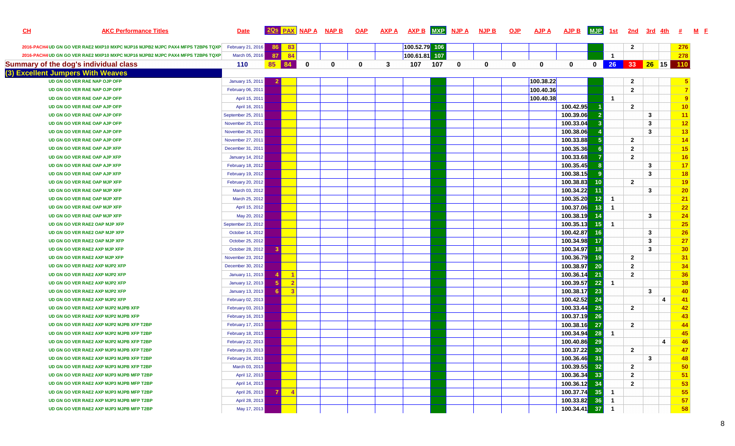| CH | AKC Performance Titles | Date | 2Qs | PAX | NAP A | NAP B | OAP | AXP A | AXP B | MXP | NJP A | NJP B | OJP | AJP A | AJP B | MJP | 1st | 2nd | 3rd | 4th | # | M | F |
|---|---|---|---|---|---|---|---|---|---|---|---|---|---|---|---|---|---|---|---|---|---|---|---|
| | 2016-PACH4 UD GN GO VER RAE2 MXP10 MXPC MJP16 MJPB2 MJPC PAX4 MFPS T2BP6 TQXP | February 21, 2016 | 86 | 83 | | | | | 100.52.79 | 106 | | | | | | | | 2 | | | 276 | | |
| | 2016-PACH4 UD GN GO VER RAE2 MXP10 MXPC MJP16 MJPB2 MJPC PAX4 MFPS T2BP6 TQXP | March 05, 2016 | 87 | 84 | | | | | 100.61.81 | 107 | | | | | | | 1 | | | | 278 | | |
| **Summary of the dog's individual class** | | 110 | 85 | 84 | 0 | 0 | 0 | 3 | 107 | 107 | 0 | 0 | 0 | 0 | 0 | 0 | 26 | 33 | 26 | 15 | 110 | | |
| **(3) Excellent Jumpers With Weaves** | | | | | | | | | | | | | | | | | | | | | | | |
| | UD GN GO VER RAE NAP OJP OFP | January 15, 2011 | 2 | | | | | | | | | | | 100.38.22 | | | | 2 | | | 5 | | |
| | UD GN GO VER RAE NAP OJP OFP | February 06, 2011 | | | | | | | | | | | | 100.40.36 | | | | 2 | | | 7 | | |
| | UD GN GO VER RAE OAP OJP OFP | April 15, 2011 | | | | | | | | | | | | 100.40.38 | | | 1 | | | | 9 | | |
| | UD GN GO VER RAE OAP AJP OFP | April 16, 2011 | | | | | | | | | | | | | 100.42.95 | 1 | | 2 | | | 10 | | |
| | UD GN GO VER RAE OAP AJP OFP | September 25, 2011 | | | | | | | | | | | | | 100.39.06 | 2 | | | 3 | | 11 | | |
| | UD GN GO VER RAE OAP AJP OFP | November 25, 2011 | | | | | | | | | | | | | 100.33.04 | 3 | | | 3 | | 12 | | |
| | UD GN GO VER RAE OAP AJP OFP | November 26, 2011 | | | | | | | | | | | | | 100.38.06 | 4 | | | 3 | | 13 | | |
| | UD GN GO VER RAE OAP AJP OFP | November 27, 2011 | | | | | | | | | | | | | 100.33.88 | 5 | | 2 | | | 14 | | |
| | UD GN GO VER RAE OAP AJP XFP | December 31, 2011 | | | | | | | | | | | | | 100.35.36 | 6 | | 2 | | | 15 | | |
| | UD GN GO VER RAE OAP AJP XFP | January 14, 2012 | | | | | | | | | | | | | 100.33.68 | 7 | | 2 | | | 16 | | |
| | UD GN GO VER RAE OAP AJP XFP | February 18, 2012 | | | | | | | | | | | | | 100.35.45 | 8 | | | 3 | | 17 | | |
| | UD GN GO VER RAE OAP AJP XFP | February 19, 2012 | | | | | | | | | | | | | 100.38.15 | 9 | | | 3 | | 18 | | |
| | UD GN GO VER RAE OAP MJP XFP | February 20, 2012 | | | | | | | | | | | | | 100.38.83 | 10 | | 2 | | | 19 | | |
| | UD GN GO VER RAE OAP MJP XFP | March 03, 2012 | | | | | | | | | | | | | 100.34.22 | 11 | | | 3 | | 20 | | |
| | UD GN GO VER RAE OAP MJP XFP | March 25, 2012 | | | | | | | | | | | | | 100.35.20 | 12 | 1 | | | | 21 | | |
| | UD GN GO VER RAE OAP MJP XFP | April 15, 2012 | | | | | | | | | | | | | 100.37.06 | 13 | 1 | | | | 22 | | |
| | UD GN GO VER RAE OAP MJP XFP | May 20, 2012 | | | | | | | | | | | | | 100.38.19 | 14 | | | 3 | | 24 | | |
| | UD GN GO VER RAE2 OAP MJP XFP | September 23, 2012 | | | | | | | | | | | | | 100.35.13 | 15 | 1 | | | | 25 | | |
| | UD GN GO VER RAE2 OAP MJP XFP | October 14, 2012 | | | | | | | | | | | | | 100.42.87 | 16 | | | 3 | | 26 | | |
| | UD GN GO VER RAE2 OAP MJP XFP | October 25, 2012 | | | | | | | | | | | | | 100.34.98 | 17 | | | 3 | | 27 | | |
| | UD GN GO VER RAE2 AXP MJP XFP | October 28, 2012 | 3 | | | | | | | | | | | | 100.34.97 | 18 | | | 3 | | 30 | | |
| | UD GN GO VER RAE2 AXP MJP XFP | November 23, 2012 | | | | | | | | | | | | | 100.36.79 | 19 | | 2 | | | 31 | | |
| | UD GN GO VER RAE2 AXP MJP2 XFP | December 30, 2012 | | | | | | | | | | | | | 100.38.97 | 20 | | 2 | | | 34 | | |
| | UD GN GO VER RAE2 AXP MJP2 XFP | January 11, 2013 | 4 | 1 | | | | | | | | | | | 100.36.14 | 21 | | 2 | | | 36 | | |
| | UD GN GO VER RAE2 AXP MJP2 XFP | January 12, 2013 | 5 | 2 | | | | | | | | | | | 100.39.57 | 22 | 1 | | | | 38 | | |
| | UD GN GO VER RAE2 AXP MJP2 XFP | January 13, 2013 | 6 | 3 | | | | | | | | | | | 100.38.17 | 23 | | | 3 | | 40 | | |
| | UD GN GO VER RAE2 AXP MJP2 XFP | February 02, 2013 | | | | | | | | | | | | | 100.42.52 | 24 | | | | 4 | 41 | | |
| | UD GN GO VER RAE2 AXP MJP2 MJPB XFP | February 03, 2013 | | | | | | | | | | | | | 100.33.44 | 25 | | 2 | | | 42 | | |
| | UD GN GO VER RAE2 AXP MJP2 MJPB XFP | February 16, 2013 | | | | | | | | | | | | | 100.37.19 | 26 | | | | | 43 | | |
| | UD GN GO VER RAE2 AXP MJP2 MJPB XFP T2BP | February 17, 2013 | | | | | | | | | | | | | 100.38.16 | 27 | | 2 | | | 44 | | |
| | UD GN GO VER RAE2 AXP MJP2 MJPB XFP T2BP | February 18, 2013 | | | | | | | | | | | | | 100.34.94 | 28 | 1 | | | | 45 | | |
| | UD GN GO VER RAE2 AXP MJP2 MJPB XFP T2BP | February 22, 2013 | | | | | | | | | | | | | 100.40.86 | 29 | | | | 4 | 46 | | |
| | UD GN GO VER RAE2 AXP MJP3 MJPB XFP T2BP | February 23, 2013 | | | | | | | | | | | | | 100.37.22 | 30 | | 2 | | | 47 | | |
| | UD GN GO VER RAE2 AXP MJP3 MJPB XFP T2BP | February 24, 2013 | | | | | | | | | | | | | 100.36.46 | 31 | | | 3 | | 48 | | |
| | UD GN GO VER RAE2 AXP MJP3 MJPB XFP T2BP | March 03, 2013 | | | | | | | | | | | | | 100.39.55 | 32 | | 2 | | | 50 | | |
| | UD GN GO VER RAE2 AXP MJP3 MJPB MFP T2BP | April 12, 2013 | | | | | | | | | | | | | 100.36.34 | 33 | | 2 | | | 51 | | |
| | UD GN GO VER RAE2 AXP MJP3 MJPB MFP T2BP | April 14, 2013 | | | | | | | | | | | | | 100.36.12 | 34 | | 2 | | | 53 | | |
| | UD GN GO VER RAE2 AXP MJP3 MJPB MFP T2BP | April 26, 2013 | 7 | 4 | | | | | | | | | | | 100.37.74 | 35 | 1 | | | | 55 | | |
| | UD GN GO VER RAE2 AXP MJP3 MJPB MFP T2BP | April 28, 2013 | | | | | | | | | | | | | 100.33.82 | 36 | 1 | | | | 57 | | |
| | UD GN GO VER RAE2 AXP MJP3 MJPB MFP T2BP | May 17, 2013 | | | | | | | | | | | | | 100.34.41 | 37 | 1 | | | | 58 | | |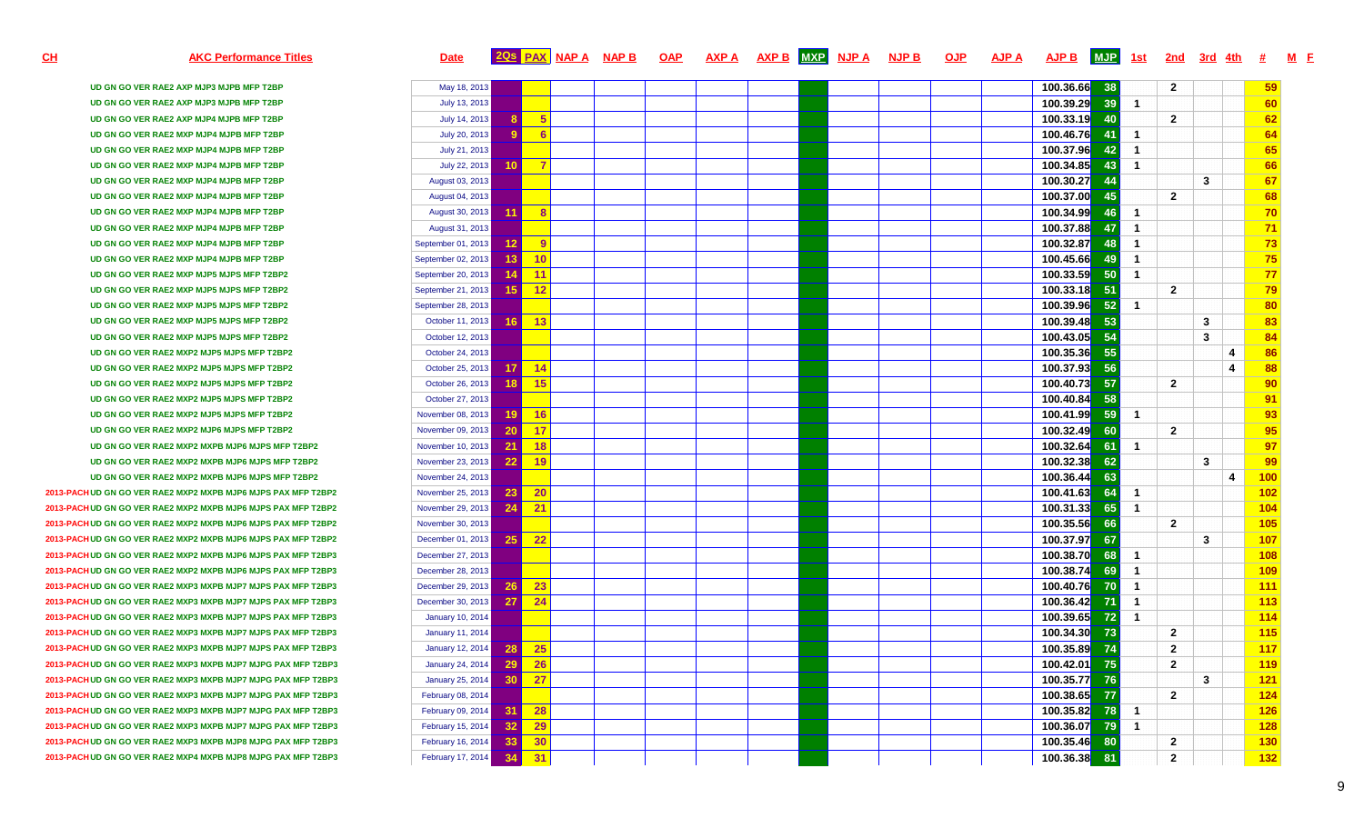| CH | AKC Performance Titles | Date | 2QS | PAX | NAP A | NAP B | OAP | AXP A | AXP B | MXP | NJP A | NJP B | OJP | AJP A | AJP B | MJP | 1st | 2nd | 3rd | 4th | # | M | F |
|---|---|---|---|---|---|---|---|---|---|---|---|---|---|---|---|---|---|---|---|---|---|---|---|
| | UD GN GO VER RAE2 AXP MJP3 MJPB MFP T2BP | May 18, 2013 | | | | | | | | | | | | | 100.36.66 | 38 | | 2 | | | 59 | | |
| | UD GN GO VER RAE2 AXP MJP3 MJPB MFP T2BP | July 13, 2013 | | | | | | | | | | | | | 100.39.29 | 39 | 1 | | | | 60 | | |
| | UD GN GO VER RAE2 AXP MJP4 MJPB MFP T2BP | July 14, 2013 | 8 | 5 | | | | | | | | | | | 100.33.19 | 40 | | 2 | | | 62 | | |
| | UD GN GO VER RAE2 MXP MJP4 MJPB MFP T2BP | July 20, 2013 | 9 | 6 | | | | | | | | | | | 100.46.76 | 41 | 1 | | | | 64 | | |
| | UD GN GO VER RAE2 MXP MJP4 MJPB MFP T2BP | July 21, 2013 | | | | | | | | | | | | | 100.37.96 | 42 | 1 | | | | 65 | | |
| | UD GN GO VER RAE2 MXP MJP4 MJPB MFP T2BP | July 22, 2013 | 10 | 7 | | | | | | | | | | | 100.34.85 | 43 | 1 | | | | 66 | | |
| | UD GN GO VER RAE2 MXP MJP4 MJPB MFP T2BP | August 03, 2013 | | | | | | | | | | | | | 100.30.27 | 44 | | | 3 | | 67 | | |
| | UD GN GO VER RAE2 MXP MJP4 MJPB MFP T2BP | August 04, 2013 | | | | | | | | | | | | | 100.37.00 | 45 | | 2 | | | 68 | | |
| | UD GN GO VER RAE2 MXP MJP4 MJPB MFP T2BP | August 30, 2013 | 11 | 8 | | | | | | | | | | | 100.34.99 | 46 | 1 | | | | 70 | | |
| | UD GN GO VER RAE2 MXP MJP4 MJPB MFP T2BP | August 31, 2013 | | | | | | | | | | | | | 100.37.88 | 47 | 1 | | | | 71 | | |
| | UD GN GO VER RAE2 MXP MJP4 MJPB MFP T2BP | September 01, 2013 | 12 | 9 | | | | | | | | | | | 100.32.87 | 48 | 1 | | | | 73 | | |
| | UD GN GO VER RAE2 MXP MJP4 MJPB MFP T2BP | September 02, 2013 | 13 | 10 | | | | | | | | | | | 100.45.66 | 49 | 1 | | | | 75 | | |
| | UD GN GO VER RAE2 MXP MJP5 MJPS MFP T2BP2 | September 20, 2013 | 14 | 11 | | | | | | | | | | | 100.33.59 | 50 | 1 | | | | 77 | | |
| | UD GN GO VER RAE2 MXP MJP5 MJPS MFP T2BP2 | September 21, 2013 | 15 | 12 | | | | | | | | | | | 100.33.18 | 51 | | 2 | | | 79 | | |
| | UD GN GO VER RAE2 MXP MJP5 MJPS MFP T2BP2 | September 28, 2013 | | | | | | | | | | | | | 100.39.96 | 52 | 1 | | | | 80 | | |
| | UD GN GO VER RAE2 MXP MJP5 MJPS MFP T2BP2 | October 11, 2013 | 16 | 13 | | | | | | | | | | | 100.39.48 | 53 | | | 3 | | 83 | | |
| | UD GN GO VER RAE2 MXP MJP5 MJPS MFP T2BP2 | October 12, 2013 | | | | | | | | | | | | | 100.43.05 | 54 | | | 3 | | 84 | | |
| | UD GN GO VER RAE2 MXP2 MJP5 MJPS MFP T2BP2 | October 24, 2013 | | | | | | | | | | | | | 100.35.36 | 55 | | | | 4 | 86 | | |
| | UD GN GO VER RAE2 MXP2 MJP5 MJPS MFP T2BP2 | October 25, 2013 | 17 | 14 | | | | | | | | | | | 100.37.93 | 56 | | | | 4 | 88 | | |
| | UD GN GO VER RAE2 MXP2 MJP5 MJPS MFP T2BP2 | October 26, 2013 | 18 | 15 | | | | | | | | | | | 100.40.73 | 57 | | 2 | | | 90 | | |
| | UD GN GO VER RAE2 MXP2 MJP5 MJPS MFP T2BP2 | October 27, 2013 | | | | | | | | | | | | | 100.40.84 | 58 | | | | | 91 | | |
| | UD GN GO VER RAE2 MXP2 MJP5 MJPS MFP T2BP2 | November 08, 2013 | 19 | 16 | | | | | | | | | | | 100.41.99 | 59 | 1 | | | | 93 | | |
| | UD GN GO VER RAE2 MXP2 MJP6 MJPS MFP T2BP2 | November 09, 2013 | 20 | 17 | | | | | | | | | | | 100.32.49 | 60 | | 2 | | | 95 | | |
| | UD GN GO VER RAE2 MXP2 MXPB MJP6 MJPS MFP T2BP2 | November 10, 2013 | 21 | 18 | | | | | | | | | | | 100.32.64 | 61 | 1 | | | | 97 | | |
| | UD GN GO VER RAE2 MXP2 MXPB MJP6 MJPS MFP T2BP2 | November 23, 2013 | 22 | 19 | | | | | | | | | | | 100.32.38 | 62 | | | 3 | | 99 | | |
| | UD GN GO VER RAE2 MXP2 MXPB MJP6 MJPS MFP T2BP2 | November 24, 2013 | | | | | | | | | | | | | 100.36.44 | 63 | | | | 4 | 100 | | |
| 2013-PACH | UD GN GO VER RAE2 MXP2 MXPB MJP6 MJPS PAX MFP T2BP2 | November 25, 2013 | 23 | 20 | | | | | | | | | | | 100.41.63 | 64 | 1 | | | | 102 | | |
| 2013-PACH | UD GN GO VER RAE2 MXP2 MXPB MJP6 MJPS PAX MFP T2BP2 | November 29, 2013 | 24 | 21 | | | | | | | | | | | 100.31.33 | 65 | 1 | | | | 104 | | |
| 2013-PACH | UD GN GO VER RAE2 MXP2 MXPB MJP6 MJPS PAX MFP T2BP2 | November 30, 2013 | | | | | | | | | | | | | 100.35.56 | 66 | | 2 | | | 105 | | |
| 2013-PACH | UD GN GO VER RAE2 MXP2 MXPB MJP6 MJPS PAX MFP T2BP2 | December 01, 2013 | 25 | 22 | | | | | | | | | | | 100.37.97 | 67 | | | 3 | | 107 | | |
| 2013-PACH | UD GN GO VER RAE2 MXP2 MXPB MJP6 MJPS PAX MFP T2BP3 | December 27, 2013 | | | | | | | | | | | | | 100.38.70 | 68 | 1 | | | | 108 | | |
| 2013-PACH | UD GN GO VER RAE2 MXP2 MXPB MJP6 MJPS PAX MFP T2BP3 | December 28, 2013 | | | | | | | | | | | | | 100.38.74 | 69 | 1 | | | | 109 | | |
| 2013-PACH | UD GN GO VER RAE2 MXP3 MXPB MJP7 MJPS PAX MFP T2BP3 | December 29, 2013 | 26 | 23 | | | | | | | | | | | 100.40.76 | 70 | 1 | | | | 111 | | |
| 2013-PACH | UD GN GO VER RAE2 MXP3 MXPB MJP7 MJPS PAX MFP T2BP3 | December 30, 2013 | 27 | 24 | | | | | | | | | | | 100.36.42 | 71 | 1 | | | | 113 | | |
| 2013-PACH | UD GN GO VER RAE2 MXP3 MXPB MJP7 MJPS PAX MFP T2BP3 | January 10, 2014 | | | | | | | | | | | | | 100.39.65 | 72 | 1 | | | | 114 | | |
| 2013-PACH | UD GN GO VER RAE2 MXP3 MXPB MJP7 MJPS PAX MFP T2BP3 | January 11, 2014 | | | | | | | | | | | | | 100.34.30 | 73 | | 2 | | | 115 | | |
| 2013-PACH | UD GN GO VER RAE2 MXP3 MXPB MJP7 MJPS PAX MFP T2BP3 | January 12, 2014 | 28 | 25 | | | | | | | | | | | 100.35.89 | 74 | | 2 | | | 117 | | |
| 2013-PACH | UD GN GO VER RAE2 MXP3 MXPB MJP7 MJPG PAX MFP T2BP3 | January 24, 2014 | 29 | 26 | | | | | | | | | | | 100.42.01 | 75 | | 2 | | | 119 | | |
| 2013-PACH | UD GN GO VER RAE2 MXP3 MXPB MJP7 MJPG PAX MFP T2BP3 | January 25, 2014 | 30 | 27 | | | | | | | | | | | 100.35.77 | 76 | | | 3 | | 121 | | |
| 2013-PACH | UD GN GO VER RAE2 MXP3 MXPB MJP7 MJPG PAX MFP T2BP3 | February 08, 2014 | | | | | | | | | | | | | 100.38.65 | 77 | | 2 | | | 124 | | |
| 2013-PACH | UD GN GO VER RAE2 MXP3 MXPB MJP7 MJPG PAX MFP T2BP3 | February 09, 2014 | 31 | 28 | | | | | | | | | | | 100.35.82 | 78 | 1 | | | | 126 | | |
| 2013-PACH | UD GN GO VER RAE2 MXP3 MXPB MJP7 MJPG PAX MFP T2BP3 | February 15, 2014 | 32 | 29 | | | | | | | | | | | 100.36.07 | 79 | 1 | | | | 128 | | |
| 2013-PACH | UD GN GO VER RAE2 MXP3 MXPB MJP8 MJPG PAX MFP T2BP3 | February 16, 2014 | 33 | 30 | | | | | | | | | | | 100.35.46 | 80 | | 2 | | | 130 | | |
| 2013-PACH | UD GN GO VER RAE2 MXP4 MXPB MJP8 MJPG PAX MFP T2BP3 | February 17, 2014 | 34 | 31 | | | | | | | | | | | 100.36.38 | 81 | | 2 | | | 132 | | |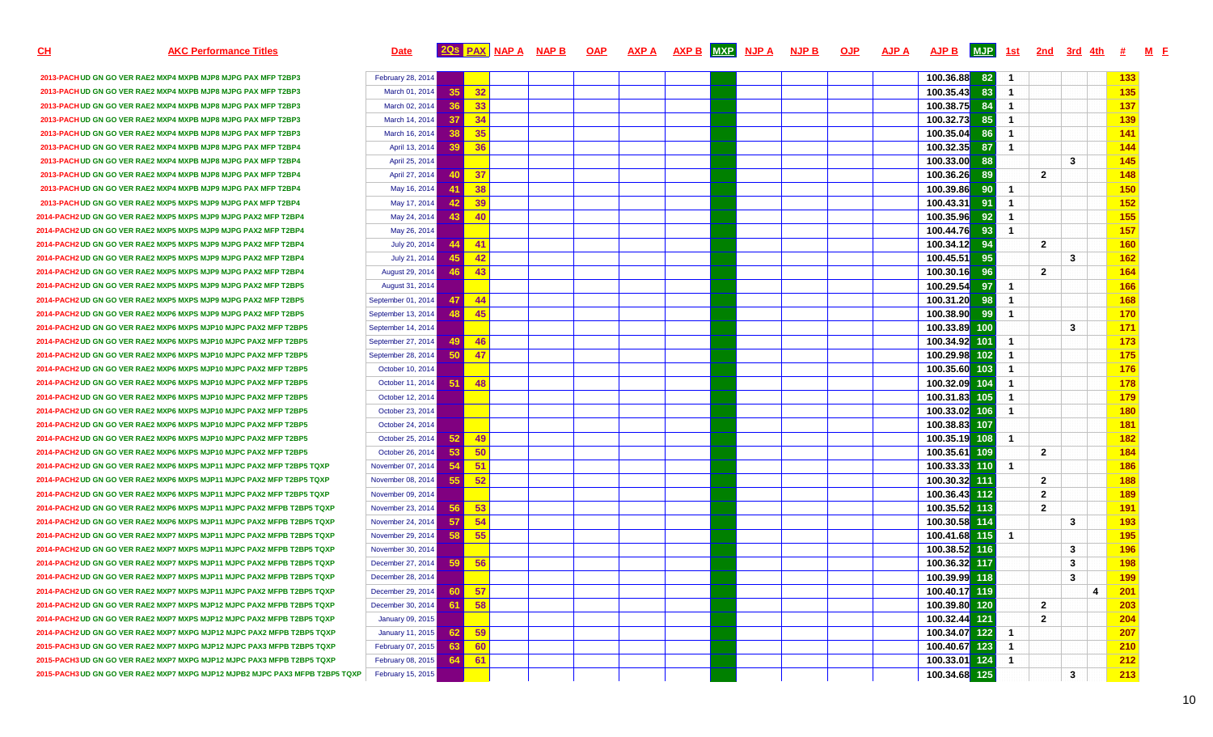| CH | AKC Performance Titles | Date | 2Qs | PAX | NAP A | NAP B | OAP | AXP A | AXP B | MXP | NJP A | NJP B | OJP | AJP A | AJP B | MJP | 1st | 2nd | 3rd | 4th | # | M | E |
|---|---|---|---|---|---|---|---|---|---|---|---|---|---|---|---|---|---|---|---|---|---|---|---|
| 2013-PACH | UD GN GO VER RAE2 MXP4 MXPB MJP8 MJPG PAX MFP T2BP3 | February 28, 2014 | | | | | | | | | | | | | 100.36.88 | 82 | 1 | | | | 133 | | |
| 2013-PACH | UD GN GO VER RAE2 MXP4 MXPB MJP8 MJPG PAX MFP T2BP3 | March 01, 2014 | 35 | 32 | | | | | | | | | | | 100.35.43 | 83 | 1 | | | | 135 | | |
| 2013-PACH | UD GN GO VER RAE2 MXP4 MXPB MJP8 MJPG PAX MFP T2BP3 | March 02, 2014 | 36 | 33 | | | | | | | | | | | 100.38.75 | 84 | 1 | | | | 137 | | |
| 2013-PACH | UD GN GO VER RAE2 MXP4 MXPB MJP8 MJPG PAX MFP T2BP3 | March 14, 2014 | 37 | 34 | | | | | | | | | | | 100.32.73 | 85 | 1 | | | | 139 | | |
| 2013-PACH | UD GN GO VER RAE2 MXP4 MXPB MJP8 MJPG PAX MFP T2BP3 | March 16, 2014 | 38 | 35 | | | | | | | | | | | 100.35.04 | 86 | 1 | | | | 141 | | |
| 2013-PACH | UD GN GO VER RAE2 MXP4 MXPB MJP8 MJPG PAX MFP T2BP4 | April 13, 2014 | 39 | 36 | | | | | | | | | | | 100.32.35 | 87 | 1 | | | | 144 | | |
| 2013-PACH | UD GN GO VER RAE2 MXP4 MXPB MJP8 MJPG PAX MFP T2BP4 | April 25, 2014 | | | | | | | | | | | | | 100.33.00 | 88 | | | 3 | | 145 | | |
| 2013-PACH | UD GN GO VER RAE2 MXP4 MXPB MJP8 MJPG PAX MFP T2BP4 | April 27, 2014 | 40 | 37 | | | | | | | | | | | 100.36.26 | 89 | | 2 | | | 148 | | |
| 2013-PACH | UD GN GO VER RAE2 MXP4 MXPB MJP9 MJPG PAX MFP T2BP4 | May 16, 2014 | 41 | 38 | | | | | | | | | | | 100.39.86 | 90 | 1 | | | | 150 | | |
| 2013-PACH | UD GN GO VER RAE2 MXP5 MXPB MJP9 MJPG PAX MFP T2BP4 | May 17, 2014 | 42 | 39 | | | | | | | | | | | 100.43.31 | 91 | 1 | | | | 152 | | |
| 2014-PACH2 | UD GN GO VER RAE2 MXP5 MXPS MJP9 MJPG PAX2 MFP T2BP4 | May 24, 2014 | 43 | 40 | | | | | | | | | | | 100.35.96 | 92 | 1 | | | | 155 | | |
| 2014-PACH2 | UD GN GO VER RAE2 MXP5 MXPS MJP9 MJPG PAX2 MFP T2BP4 | May 26, 2014 | | | | | | | | | | | | | 100.44.76 | 93 | 1 | | | | 157 | | |
| 2014-PACH2 | UD GN GO VER RAE2 MXP5 MXPS MJP9 MJPG PAX2 MFP T2BP4 | July 20, 2014 | 44 | 41 | | | | | | | | | | | 100.34.12 | 94 | | 2 | | | 160 | | |
| 2014-PACH2 | UD GN GO VER RAE2 MXP5 MXPS MJP9 MJPG PAX2 MFP T2BP4 | July 21, 2014 | 45 | 42 | | | | | | | | | | | 100.45.51 | 95 | | | 3 | | 162 | | |
| 2014-PACH2 | UD GN GO VER RAE2 MXP5 MXPS MJP9 MJPG PAX2 MFP T2BP4 | August 29, 2014 | 46 | 43 | | | | | | | | | | | 100.30.16 | 96 | | 2 | | | 164 | | |
| 2014-PACH2 | UD GN GO VER RAE2 MXP5 MXPS MJP9 MJPG PAX2 MFP T2BP5 | August 31, 2014 | | | | | | | | | | | | | 100.29.54 | 97 | 1 | | | | 166 | | |
| 2014-PACH2 | UD GN GO VER RAE2 MXP5 MXPS MJP9 MJPG PAX2 MFP T2BP5 | September 01, 2014 | 47 | 44 | | | | | | | | | | | 100.31.20 | 98 | 1 | | | | 168 | | |
| 2014-PACH2 | UD GN GO VER RAE2 MXP6 MXPS MJP9 MJPG PAX2 MFP T2BP5 | September 13, 2014 | 48 | 45 | | | | | | | | | | | 100.38.90 | 99 | 1 | | | | 170 | | |
| 2014-PACH2 | UD GN GO VER RAE2 MXP6 MXPS MJP10 MJPC PAX2 MFP T2BP5 | September 14, 2014 | | | | | | | | | | | | | 100.33.89 | 100 | | | 3 | | 171 | | |
| 2014-PACH2 | UD GN GO VER RAE2 MXP6 MXPS MJP10 MJPC PAX2 MFP T2BP5 | September 27, 2014 | 49 | 46 | | | | | | | | | | | 100.34.92 | 101 | 1 | | | | 173 | | |
| 2014-PACH2 | UD GN GO VER RAE2 MXP6 MXPS MJP10 MJPC PAX2 MFP T2BP5 | September 28, 2014 | 50 | 47 | | | | | | | | | | | 100.29.98 | 102 | 1 | | | | 175 | | |
| 2014-PACH2 | UD GN GO VER RAE2 MXP6 MXPS MJP10 MJPC PAX2 MFP T2BP5 | October 10, 2014 | | | | | | | | | | | | | 100.35.60 | 103 | 1 | | | | 176 | | |
| 2014-PACH2 | UD GN GO VER RAE2 MXP6 MXPS MJP10 MJPC PAX2 MFP T2BP5 | October 11, 2014 | 51 | 48 | | | | | | | | | | | 100.32.09 | 104 | 1 | | | | 178 | | |
| 2014-PACH2 | UD GN GO VER RAE2 MXP6 MXPS MJP10 MJPC PAX2 MFP T2BP5 | October 12, 2014 | | | | | | | | | | | | | 100.31.83 | 105 | 1 | | | | 179 | | |
| 2014-PACH2 | UD GN GO VER RAE2 MXP6 MXPS MJP10 MJPC PAX2 MFP T2BP5 | October 23, 2014 | | | | | | | | | | | | | 100.33.02 | 106 | 1 | | | | 180 | | |
| 2014-PACH2 | UD GN GO VER RAE2 MXP6 MXPS MJP10 MJPC PAX2 MFP T2BP5 | October 24, 2014 | | | | | | | | | | | | | 100.38.83 | 107 | | | | | 181 | | |
| 2014-PACH2 | UD GN GO VER RAE2 MXP6 MXPS MJP10 MJPC PAX2 MFP T2BP5 | October 25, 2014 | 52 | 49 | | | | | | | | | | | 100.35.19 | 108 | 1 | | | | 182 | | |
| 2014-PACH2 | UD GN GO VER RAE2 MXP6 MXPS MJP10 MJPC PAX2 MFP T2BP5 | October 26, 2014 | 53 | 50 | | | | | | | | | | | 100.35.61 | 109 | | 2 | | | 184 | | |
| 2014-PACH2 | UD GN GO VER RAE2 MXP6 MXPS MJP11 MJPC PAX2 MFP T2BP5 TQXP | November 07, 2014 | 54 | 51 | | | | | | | | | | | 100.33.33 | 110 | 1 | | | | 186 | | |
| 2014-PACH2 | UD GN GO VER RAE2 MXP6 MXPS MJP11 MJPC PAX2 MFP T2BP5 TQXP | November 08, 2014 | 55 | 52 | | | | | | | | | | | 100.30.32 | 111 | | 2 | | | 188 | | |
| 2014-PACH2 | UD GN GO VER RAE2 MXP6 MXPS MJP11 MJPC PAX2 MFP T2BP5 TQXP | November 09, 2014 | | | | | | | | | | | | | 100.36.43 | 112 | | 2 | | | 189 | | |
| 2014-PACH2 | UD GN GO VER RAE2 MXP6 MXPS MJP11 MJPC PAX2 MFPB T2BP5 TQXP | November 23, 2014 | 56 | 53 | | | | | | | | | | | 100.35.52 | 113 | | 2 | | | 191 | | |
| 2014-PACH2 | UD GN GO VER RAE2 MXP6 MXPS MJP11 MJPC PAX2 MFPB T2BP5 TQXP | November 24, 2014 | 57 | 54 | | | | | | | | | | | 100.30.58 | 114 | | | 3 | | 193 | | |
| 2014-PACH2 | UD GN GO VER RAE2 MXP7 MXPS MJP11 MJPC PAX2 MFPB T2BP5 TQXP | November 29, 2014 | 58 | 55 | | | | | | | | | | | 100.41.68 | 115 | 1 | | | | 195 | | |
| 2014-PACH2 | UD GN GO VER RAE2 MXP7 MXPS MJP11 MJPC PAX2 MFPB T2BP5 TQXP | November 30, 2014 | | | | | | | | | | | | | 100.38.52 | 116 | | | 3 | | 196 | | |
| 2014-PACH2 | UD GN GO VER RAE2 MXP7 MXPS MJP11 MJPC PAX2 MFPB T2BP5 TQXP | December 27, 2014 | 59 | 56 | | | | | | | | | | | 100.36.32 | 117 | | | 3 | | 198 | | |
| 2014-PACH2 | UD GN GO VER RAE2 MXP7 MXPS MJP11 MJPC PAX2 MFPB T2BP5 TQXP | December 28, 2014 | | | | | | | | | | | | | 100.39.99 | 118 | | | 3 | | 199 | | |
| 2014-PACH2 | UD GN GO VER RAE2 MXP7 MXPS MJP11 MJPC PAX2 MFPB T2BP5 TQXP | December 29, 2014 | 60 | 57 | | | | | | | | | | | 100.40.17 | 119 | | | | 4 | 201 | | |
| 2014-PACH2 | UD GN GO VER RAE2 MXP7 MXPS MJP12 MJPC PAX2 MFPB T2BP5 TQXP | December 30, 2014 | 61 | 58 | | | | | | | | | | | 100.39.80 | 120 | | 2 | | | 203 | | |
| 2014-PACH2 | UD GN GO VER RAE2 MXP7 MXPS MJP12 MJPC PAX2 MFPB T2BP5 TQXP | January 09, 2015 | | | | | | | | | | | | | 100.32.44 | 121 | | 2 | | | 204 | | |
| 2014-PACH2 | UD GN GO VER RAE2 MXP7 MXPG MJP12 MJPC PAX2 MFPB T2BP5 TQXP | January 11, 2015 | 62 | 59 | | | | | | | | | | | 100.34.07 | 122 | 1 | | | | 207 | | |
| 2015-PACH3 | UD GN GO VER RAE2 MXP7 MXPG MJP12 MJPC PAX3 MFPB T2BP5 TQXP | February 07, 2015 | 63 | 60 | | | | | | | | | | | 100.40.67 | 123 | 1 | | | | 210 | | |
| 2015-PACH3 | UD GN GO VER RAE2 MXP7 MXPG MJP12 MJPC PAX3 MFPB T2BP5 TQXP | February 08, 2015 | 64 | 61 | | | | | | | | | | | 100.33.01 | 124 | 1 | | | | 212 | | |
| 2015-PACH3 | UD GN GO VER RAE2 MXP7 MXPG MJP12 MJPB2 MJPC PAX3 MFPB T2BP5 TQXP | February 15, 2015 | | | | | | | | | | | | | 100.34.68 | 125 | | | 3 | | 213 | | |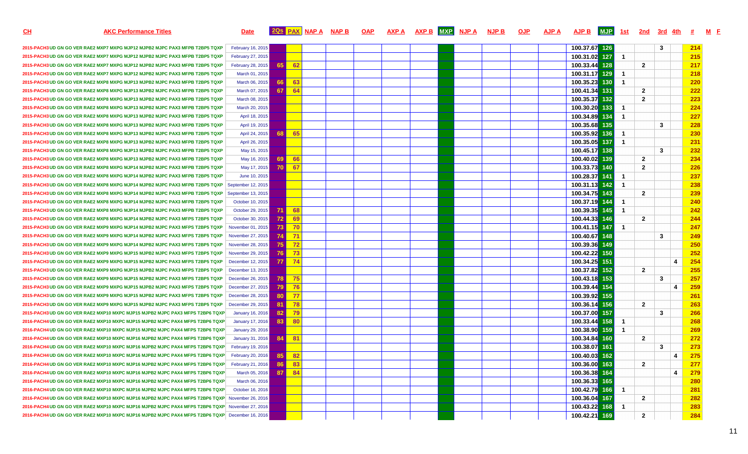| CH | AKC Performance Titles | Date | 2Qs | PAX | NAP A | NAP B | OAP | AXP A | AXP B | MXP | NJP A | NJP B | OJP | AJP A | AJP B | MJP | 1st | 2nd | 3rd | 4th | # | M | E |
|---|---|---|---|---|---|---|---|---|---|---|---|---|---|---|---|---|---|---|---|---|---|---|---|
| 2015-PACH3 | UD GN GO VER RAE2 MXP7 MXPG MJP12 MJPB2 MJPC PAX3 MFPB T2BP5 TQXP | February 16, 2015 | | | | | | | | | | | | | 100.37.67 | 126 | | | 3 | | 214 | | |
| 2015-PACH3 | UD GN GO VER RAE2 MXP7 MXPG MJP12 MJPB2 MJPC PAX3 MFPB T2BP5 TQXP | February 27, 2015 | | | | | | | | | | | | | 100.31.02 | 127 | 1 | | | | 215 | | |
| 2015-PACH3 | UD GN GO VER RAE2 MXP7 MXPG MJP12 MJPB2 MJPC PAX3 MFPB T2BP5 TQXP | February 28, 2015 | 65 | 62 | | | | | | | | | | | 100.33.44 | 128 | | 2 | | | 217 | | |
| 2015-PACH3 | UD GN GO VER RAE2 MXP7 MXPG MJP12 MJPB2 MJPC PAX3 MFPB T2BP5 TQXP | March 01, 2015 | | | | | | | | | | | | | 100.31.17 | 129 | 1 | | | | 218 | | |
| 2015-PACH3 | UD GN GO VER RAE2 MXP8 MXPG MJP13 MJPB2 MJPC PAX3 MFPB T2BP5 TQXP | March 06, 2015 | 66 | 63 | | | | | | | | | | | 100.35.23 | 130 | 1 | | | | 220 | | |
| 2015-PACH3 | UD GN GO VER RAE2 MXP8 MXPG MJP13 MJPB2 MJPC PAX3 MFPB T2BP5 TQXP | March 07, 2015 | 67 | 64 | | | | | | | | | | | 100.41.34 | 131 | | 2 | | | 222 | | |
| 2015-PACH3 | UD GN GO VER RAE2 MXP8 MXPG MJP13 MJPB2 MJPC PAX3 MFPB T2BP5 TQXP | March 08, 2015 | | | | | | | | | | | | | 100.35.37 | 132 | | 2 | | | 223 | | |
| 2015-PACH3 | UD GN GO VER RAE2 MXP8 MXPG MJP13 MJPB2 MJPC PAX3 MFPB T2BP5 TQXP | March 20, 2015 | | | | | | | | | | | | | 100.30.20 | 133 | 1 | | | | 224 | | |
| 2015-PACH3 | UD GN GO VER RAE2 MXP8 MXPG MJP13 MJPB2 MJPC PAX3 MFPB T2BP5 TQXP | April 18, 2015 | | | | | | | | | | | | | 100.34.89 | 134 | 1 | | | | 227 | | |
| 2015-PACH3 | UD GN GO VER RAE2 MXP8 MXPG MJP13 MJPB2 MJPC PAX3 MFPB T2BP5 TQXP | April 19, 2015 | | | | | | | | | | | | | 100.35.68 | 135 | | | 3 | | 228 | | |
| 2015-PACH3 | UD GN GO VER RAE2 MXP8 MXPG MJP13 MJPB2 MJPC PAX3 MFPB T2BP5 TQXP | April 24, 2015 | 68 | 65 | | | | | | | | | | | 100.35.92 | 136 | 1 | | | | 230 | | |
| 2015-PACH3 | UD GN GO VER RAE2 MXP8 MXPG MJP13 MJPB2 MJPC PAX3 MFPB T2BP5 TQXP | April 26, 2015 | | | | | | | | | | | | | 100.35.05 | 137 | 1 | | | | 231 | | |
| 2015-PACH3 | UD GN GO VER RAE2 MXP8 MXPG MJP13 MJPB2 MJPC PAX3 MFPB T2BP5 TQXP | May 15, 2015 | | | | | | | | | | | | | 100.45.17 | 138 | | | 3 | | 232 | | |
| 2015-PACH3 | UD GN GO VER RAE2 MXP8 MXPG MJP13 MJPB2 MJPC PAX3 MFPB T2BP5 TQXP | May 16, 2015 | 69 | 66 | | | | | | | | | | | 100.40.02 | 139 | | 2 | | | 234 | | |
| 2015-PACH3 | UD GN GO VER RAE2 MXP8 MXPG MJP14 MJPB2 MJPC PAX3 MFPB T2BP5 TQXP | May 17, 2015 | 70 | 67 | | | | | | | | | | | 100.33.73 | 140 | | 2 | | | 226 | | |
| 2015-PACH3 | UD GN GO VER RAE2 MXP8 MXPG MJP14 MJPB2 MJPC PAX3 MFPB T2BP5 TQXP | June 10, 2015 | | | | | | | | | | | | | 100.28.37 | 141 | 1 | | | | 237 | | |
| 2015-PACH3 | UD GN GO VER RAE2 MXP8 MXPG MJP14 MJPB2 MJPC PAX3 MFPB T2BP5 TQXP | September 12, 2015 | | | | | | | | | | | | | 100.31.13 | 142 | 1 | | | | 238 | | |
| 2015-PACH3 | UD GN GO VER RAE2 MXP8 MXPG MJP14 MJPB2 MJPC PAX3 MFPB T2BP5 TQXP | September 13, 2015 | | | | | | | | | | | | | 100.34.75 | 143 | | 2 | | | 239 | | |
| 2015-PACH3 | UD GN GO VER RAE2 MXP8 MXPG MJP14 MJPB2 MJPC PAX3 MFPB T2BP5 TQXP | October 10, 2015 | | | | | | | | | | | | | 100.37.19 | 144 | 1 | | | | 240 | | |
| 2015-PACH3 | UD GN GO VER RAE2 MXP8 MXPG MJP14 MJPB2 MJPC PAX3 MFPB T2BP5 TQXP | October 29, 2015 | 71 | 68 | | | | | | | | | | | 100.39.35 | 145 | 1 | | | | 242 | | |
| 2015-PACH3 | UD GN GO VER RAE2 MXP8 MXPG MJP14 MJPB2 MJPC PAX3 MFPS T2BP5 TQXP | October 30, 2015 | 72 | 69 | | | | | | | | | | | 100.44.33 | 146 | | 2 | | | 244 | | |
| 2015-PACH3 | UD GN GO VER RAE2 MXP9 MXPG MJP14 MJPB2 MJPC PAX3 MFPS T2BP5 TQXP | November 01, 2015 | 73 | 70 | | | | | | | | | | | 100.41.15 | 147 | 1 | | | | 247 | | |
| 2015-PACH3 | UD GN GO VER RAE2 MXP9 MXPG MJP14 MJPB2 MJPC PAX3 MFPS T2BP5 TQXP | November 27, 2015 | 74 | 71 | | | | | | | | | | | 100.40.67 | 148 | | | 3 | | 249 | | |
| 2015-PACH3 | UD GN GO VER RAE2 MXP9 MXPG MJP14 MJPB2 MJPC PAX3 MFPS T2BP5 TQXP | November 28, 2015 | 75 | 72 | | | | | | | | | | | 100.39.36 | 149 | | | | | 250 | | |
| 2015-PACH3 | UD GN GO VER RAE2 MXP9 MXPG MJP15 MJPB2 MJPC PAX3 MFPS T2BP5 TQXP | November 29, 2015 | 76 | 73 | | | | | | | | | | | 100.42.22 | 150 | | | | | 252 | | |
| 2015-PACH3 | UD GN GO VER RAE2 MXP9 MXPG MJP15 MJPB2 MJPC PAX3 MFPS T2BP5 TQXP | December 12, 2015 | 77 | 74 | | | | | | | | | | | 100.34.25 | 151 | | | | 4 | 254 | | |
| 2015-PACH3 | UD GN GO VER RAE2 MXP9 MXPG MJP15 MJPB2 MJPC PAX3 MFPS T2BP5 TQXP | December 13, 2015 | | | | | | | | | | | | | 100.37.82 | 152 | | 2 | | | 255 | | |
| 2015-PACH3 | UD GN GO VER RAE2 MXP9 MXPG MJP15 MJPB2 MJPC PAX3 MFPS T2BP5 TQXP | December 26, 2015 | 78 | 75 | | | | | | | | | | | 100.43.18 | 153 | | | 3 | | 257 | | |
| 2015-PACH3 | UD GN GO VER RAE2 MXP9 MXPG MJP15 MJPB2 MJPC PAX3 MFPS T2BP5 TQXP | December 27, 2015 | 79 | 76 | | | | | | | | | | | 100.39.44 | 154 | | | | 4 | 259 | | |
| 2015-PACH3 | UD GN GO VER RAE2 MXP9 MXPG MJP15 MJPB2 MJPC PAX3 MFPS T2BP5 TQXP | December 28, 2015 | 80 | 77 | | | | | | | | | | | 100.39.92 | 155 | | | | | 261 | | |
| 2015-PACH3 | UD GN GO VER RAE2 MXP9 MXPG MJP15 MJPB2 MJPC PAX3 MFPS T2BP5 TQXP | December 29, 2015 | 81 | 78 | | | | | | | | | | | 100.36.14 | 156 | | 2 | | | 263 | | |
| 2015-PACH3 | UD GN GO VER RAE2 MXP10 MXPC MJP15 MJPB2 MJPC PAX3 MFPS T2BP6 TQXP | January 16, 2016 | 82 | 79 | | | | | | | | | | | 100.37.00 | 157 | | | 3 | | 266 | | |
| 2016-PACH4 | UD GN GO VER RAE2 MXP10 MXPC MJP15 MJPB2 MJPC PAX4 MFPS T2BP6 TQXP | January 17, 2016 | 83 | 80 | | | | | | | | | | | 100.33.44 | 158 | 1 | | | | 268 | | |
| 2016-PACH4 | UD GN GO VER RAE2 MXP10 MXPC MJP15 MJPB2 MJPC PAX4 MFPS T2BP6 TQXP | January 29, 2016 | | | | | | | | | | | | | 100.38.90 | 159 | 1 | | | | 269 | | |
| 2016-PACH4 | UD GN GO VER RAE2 MXP10 MXPC MJP16 MJPB2 MJPC PAX4 MFPS T2BP6 TQXP | January 31, 2016 | 84 | 81 | | | | | | | | | | | 100.34.84 | 160 | | 2 | | | 272 | | |
| 2016-PACH4 | UD GN GO VER RAE2 MXP10 MXPC MJP16 MJPB2 MJPC PAX4 MFPS T2BP6 TQXP | February 19, 2016 | | | | | | | | | | | | | 100.38.07 | 161 | | | 3 | | 273 | | |
| 2016-PACH4 | UD GN GO VER RAE2 MXP10 MXPC MJP16 MJPB2 MJPC PAX4 MFPS T2BP6 TQXP | February 20, 2016 | 85 | 82 | | | | | | | | | | | 100.40.03 | 162 | | | | 4 | 275 | | |
| 2016-PACH4 | UD GN GO VER RAE2 MXP10 MXPC MJP16 MJPB2 MJPC PAX4 MFPS T2BP6 TQXP | February 21, 2016 | 86 | 83 | | | | | | | | | | | 100.36.00 | 163 | | 2 | | | 277 | | |
| 2016-PACH4 | UD GN GO VER RAE2 MXP10 MXPC MJP16 MJPB2 MJPC PAX4 MFPS T2BP6 TQXP | March 05, 2016 | 87 | 84 | | | | | | | | | | | 100.36.38 | 164 | | | | 4 | 279 | | |
| 2016-PACH4 | UD GN GO VER RAE2 MXP10 MXPC MJP16 MJPB2 MJPC PAX4 MFPS T2BP6 TQXP | March 06, 2016 | | | | | | | | | | | | | 100.36.33 | 165 | | | | | 280 | | |
| 2016-PACH4 | UD GN GO VER RAE2 MXP10 MXPC MJP16 MJPB2 MJPC PAX4 MFPS T2BP6 TQXP | October 16, 2016 | | | | | | | | | | | | | 100.42.79 | 166 | 1 | | | | 281 | | |
| 2016-PACH4 | UD GN GO VER RAE2 MXP10 MXPC MJP16 MJPB2 MJPC PAX4 MFPS T2BP6 TQXP | November 26, 2016 | | | | | | | | | | | | | 100.36.04 | 167 | | 2 | | | 282 | | |
| 2016-PACH4 | UD GN GO VER RAE2 MXP10 MXPC MJP16 MJPB2 MJPC PAX4 MFPS T2BP6 TQXP | November 27, 2016 | | | | | | | | | | | | | 100.43.22 | 168 | 1 | | | | 283 | | |
| 2016-PACH4 | UD GN GO VER RAE2 MXP10 MXPC MJP16 MJPB2 MJPC PAX4 MFPS T2BP6 TQXP | December 16, 2016 | | | | | | | | | | | | | 100.42.21 | 169 | | 2 | | | 284 | | |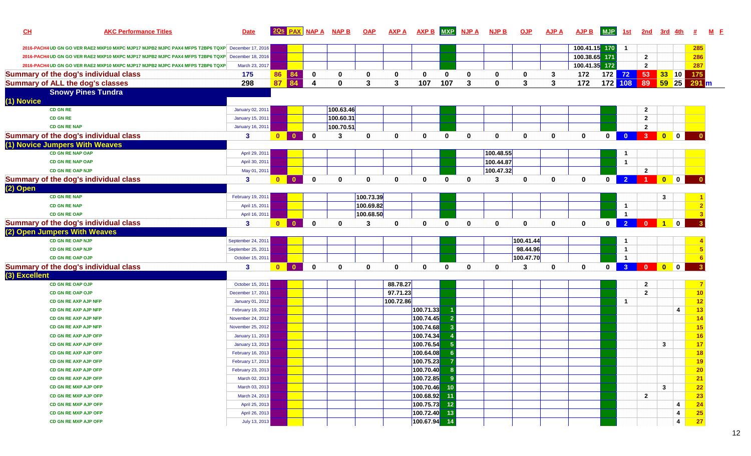| CH | AKC Performance Titles | Date | 2Qs | PAX | NAP A | NAP B | OAP | AXP A | AXP B | MXP | NJP A | NJP B | OJP | AJP A | AJP B | MJP | 1st | 2nd | 3rd | 4th | # | M | F |
|---|---|---|---|---|---|---|---|---|---|---|---|---|---|---|---|---|---|---|---|---|---|---|---|
| 2016-PACH4 | UD GN GO VER RAE2 MXP10 MXPC MJP17 MJPB2 MJPC PAX4 MFPS T2BP6 TQXP | December 17, 2016 | | | | | | | | | | | | | 100.41.15 | 170 | 1 | | | | 285 | | |
| 2016-PACH4 | UD GN GO VER RAE2 MXP10 MXPC MJP17 MJPB2 MJPC PAX4 MFPS T2BP6 TQXP | December 18, 2016 | | | | | | | | | | | | | 100.38.65 | 171 | | 2 | | | 286 | | |
| 2016-PACH4 | UD GN GO VER RAE2 MXP10 MXPC MJP17 MJPB2 MJPC PAX4 MFPS T2BP6 TQXP | March 23, 2017 | | | | | | | | | | | | | 100.41.35 | 172 | | 2 | | | 287 | | |
| Summary of the dog's individual class | | 175 | 86 | 84 | 0 | 0 | 0 | 0 | 0 | 0 | 0 | 0 | 0 | 3 | 172 | 172 | 72 | 53 | 33 | 10 | 175 | | |
| Summary of ALL the dog's classes | | 298 | 87 | 84 | 4 | 0 | 3 | 3 | 107 | 107 | 3 | 0 | 3 | 3 | 172 | 172 | 108 | 89 | 59 | 25 | 291 | m | |
| **Snowy Pines Tundra** | | | | | | | | | | | | | | | | | | | | | | | |
| **(1) Novice** | | | | | | | | | | | | | | | | | | | | | | | |
| | CD GN RE | January 02, 2011 | | | | 100.63.46 | | | | | | | | | | | | 2 | | | | | |
| | CD GN RE | January 15, 2011 | | | | 100.60.31 | | | | | | | | | | | | 2 | | | | | |
| | CD GN RE NAP | January 16, 2011 | | | | 100.70.51 | | | | | | | | | | | | 2 | | | | | |
| Summary of the dog's individual class | | 3 | 0 | 0 | 0 | 3 | 0 | 0 | 0 | 0 | 0 | 0 | 0 | 0 | 0 | 0 | 0 | 3 | 0 | 0 | 0 | | |
| **(1) Novice Jumpers With Weaves** | | | | | | | | | | | | | | | | | | | | | | | |
| | CD GN RE NAP OAP | April 29, 2011 | | | | | | | | | | 100.48.55 | | | | | 1 | | | | | | |
| | CD GN RE NAP OAP | April 30, 2011 | | | | | | | | | | 100.44.87 | | | | | 1 | | | | | | |
| | CD GN RE OAP NJP | May 01, 2011 | | | | | | | | | | 100.47.32 | | | | | | 2 | | | | | |
| Summary of the dog's individual class | | 3 | 0 | 0 | 0 | 0 | 0 | 0 | 0 | 0 | 0 | 3 | 0 | 0 | 0 | 0 | 2 | 1 | 0 | 0 | 0 | | |
| **(2) Open** | | | | | | | | | | | | | | | | | | | | | | | |
| | CD GN RE NAP | February 19, 2011 | | | | | 100.73.39 | | | | | | | | | | | | 3 | | 1 | | |
| | CD GN RE NAP | April 15, 2011 | | | | | 100.69.82 | | | | | | | | | | 1 | | | | 2 | | |
| | CD GN RE OAP | April 16, 2011 | | | | | 100.68.50 | | | | | | | | | | 1 | | | | 3 | | |
| Summary of the dog's individual class | | 3 | 0 | 0 | 0 | 0 | 3 | 0 | 0 | 0 | 0 | 0 | 0 | 0 | 0 | 0 | 2 | 0 | 1 | 0 | 3 | | |
| **(2) Open Jumpers With Weaves** | | | | | | | | | | | | | | | | | | | | | | | |
| | CD GN RE OAP NJP | September 24, 2011 | | | | | | | | | | | 100.41.44 | | | | 1 | | | | 4 | | |
| | CD GN RE OAP NJP | September 25, 2011 | | | | | | | | | | | 98.44.96 | | | | 1 | | | | 5 | | |
| | CD GN RE OAP OJP | October 15, 2011 | | | | | | | | | | | 100.47.70 | | | | 1 | | | | 6 | | |
| Summary of the dog's individual class | | 3 | 0 | 0 | 0 | 0 | 0 | 0 | 0 | 0 | 0 | 0 | 3 | 0 | 0 | 0 | 3 | 0 | 0 | 0 | 3 | | |
| **(3) Excellent** | | | | | | | | | | | | | | | | | | | | | | | |
| | CD GN RE OAP OJP | October 15, 2011 | | | | | | 88.78.27 | | | | | | | | | | 2 | | | 7 | | |
| | CD GN RE OAP OJP | December 17, 2011 | | | | | | 97.71.23 | | | | | | | | | | 2 | | | 10 | | |
| | CD GN RE AXP AJP NFP | January 01, 2012 | | | | | | 100.72.86 | | | | | | | | | 1 | | | | 12 | | |
| | CD GN RE AXP AJP NFP | February 19, 2012 | | | | | | | 100.71.33 | 1 | | | | | | | | | | 4 | 13 | | |
| | CD GN RE AXP AJP NFP | November 24, 2012 | | | | | | | 100.74.45 | 2 | | | | | | | | | | | 14 | | |
| | CD GN RE AXP AJP NFP | November 25, 2012 | | | | | | | 100.74.68 | 3 | | | | | | | | | | | 15 | | |
| | CD GN RE AXP AJP OFP | January 11, 2013 | | | | | | | 100.74.34 | 4 | | | | | | | | | | | 16 | | |
| | CD GN RE AXP AJP OFP | January 13, 2013 | | | | | | | 100.76.54 | 5 | | | | | | | | | 3 | | 17 | | |
| | CD GN RE AXP AJP OFP | February 16, 2013 | | | | | | | 100.64.08 | 6 | | | | | | | | | | | 18 | | |
| | CD GN RE AXP AJP OFP | February 17, 2013 | | | | | | | 100.75.23 | 7 | | | | | | | | | | | 19 | | |
| | CD GN RE AXP AJP OFP | February 23, 2013 | | | | | | | 100.70.40 | 8 | | | | | | | | | | | 20 | | |
| | CD GN RE AXP AJP OFP | March 02, 2013 | | | | | | | 100.72.85 | 9 | | | | | | | | | | | 21 | | |
| | CD GN RE MXP AJP OFP | March 03, 2013 | | | | | | | 100.70.46 | 10 | | | | | | | | | 3 | | 22 | | |
| | CD GN RE MXP AJP OFP | March 24, 2013 | | | | | | | 100.68.92 | 11 | | | | | | | | 2 | | | 23 | | |
| | CD GN RE MXP AJP OFP | April 25, 2013 | | | | | | | 100.75.73 | 12 | | | | | | | | | | 4 | 24 | | |
| | CD GN RE MXP AJP OFP | April 26, 2013 | | | | | | | 100.72.40 | 13 | | | | | | | | | | 4 | 25 | | |
| | CD GN RE MXP AJP OFP | July 13, 2013 | | | | | | | 100.67.94 | 14 | | | | | | | | | | 4 | 27 | | |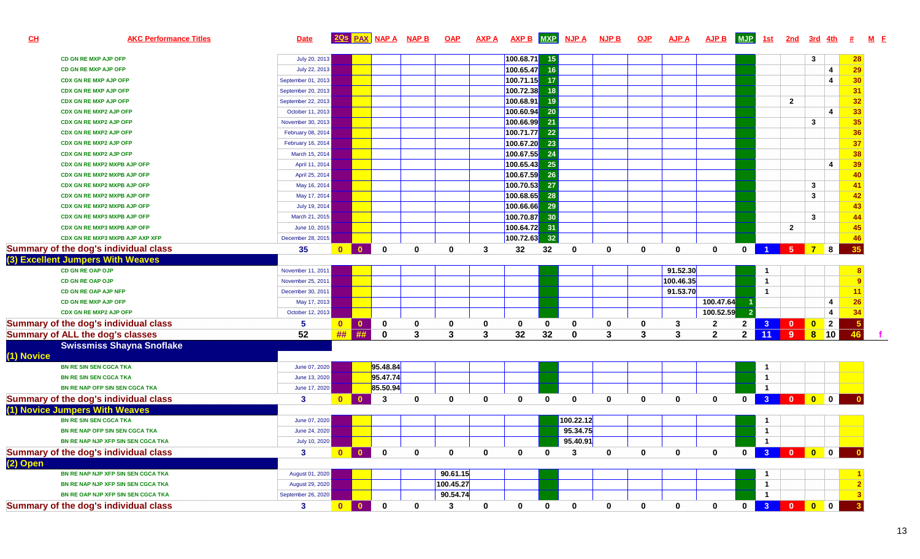| CH | AKC Performance Titles | Date | 2Qs | PAX | NAP A | NAP B | OAP | AXP A | AXP B | MXP | NJP A | NJP B | OJP | AJP A | AJP B | MJP | 1st | 2nd | 3rd | 4th | # | M | F |
|---|---|---|---|---|---|---|---|---|---|---|---|---|---|---|---|---|---|---|---|---|---|---|---|
| | CD GN RE MXP AJP OFP | July 20, 2013 | | | | | | | 100.68.71 | 15 | | | | | | | | | 3 | | 28 | | |
| | CD GN RE MXP AJP OFP | July 22, 2013 | | | | | | | 100.65.47 | 16 | | | | | | | | | | 4 | 29 | | |
| | CDX GN RE MXP AJP OFP | September 01, 2013 | | | | | | | 100.71.15 | 17 | | | | | | | | | | 4 | 30 | | |
| | CDX GN RE MXP AJP OFP | September 20, 2013 | | | | | | | 100.72.38 | 18 | | | | | | | | | | | 31 | | |
| | CDX GN RE MXP AJP OFP | September 22, 2013 | | | | | | | 100.68.91 | 19 | | | | | | | | 2 | | | 32 | | |
| | CDX GN RE MXP2 AJP OFP | October 11, 2013 | | | | | | | 100.60.94 | 20 | | | | | | | | | | 4 | 33 | | |
| | CDX GN RE MXP2 AJP OFP | November 30, 2013 | | | | | | | 100.66.99 | 21 | | | | | | | | | 3 | | 35 | | |
| | CDX GN RE MXP2 AJP OFP | February 08, 2014 | | | | | | | 100.71.77 | 22 | | | | | | | | | | | 36 | | |
| | CDX GN RE MXP2 AJP OFP | February 16, 2014 | | | | | | | 100.67.20 | 23 | | | | | | | | | | | 37 | | |
| | CDX GN RE MXP2 AJP OFP | March 15, 2014 | | | | | | | 100.67.55 | 24 | | | | | | | | | | | 38 | | |
| | CDX GN RE MXP2 MXPB AJP OFP | April 11, 2014 | | | | | | | 100.65.43 | 25 | | | | | | | | | | 4 | 39 | | |
| | CDX GN RE MXP2 MXPB AJP OFP | April 25, 2014 | | | | | | | 100.67.59 | 26 | | | | | | | | | | | 40 | | |
| | CDX GN RE MXP2 MXPB AJP OFP | May 16, 2014 | | | | | | | 100.70.53 | 27 | | | | | | | | | 3 | | 41 | | |
| | CDX GN RE MXP2 MXPB AJP OFP | May 17, 2014 | | | | | | | 100.68.65 | 28 | | | | | | | | | 3 | | 42 | | |
| | CDX GN RE MXP2 MXPB AJP OFP | July 19, 2014 | | | | | | | 100.66.66 | 29 | | | | | | | | | | | 43 | | |
| | CDX GN RE MXP3 MXPB AJP OFP | March 21, 2015 | | | | | | | 100.70.87 | 30 | | | | | | | | | 3 | | 44 | | |
| | CDX GN RE MXP3 MXPB AJP OFP | June 10, 2015 | | | | | | | 100.64.72 | 31 | | | | | | | | 2 | | | 45 | | |
| | CDX GN RE MXP3 MXPB AJP AXP XFP | December 28, 2015 | | | | | | | 100.72.63 | 32 | | | | | | | | | | | 46 | | |
| **Summary of the dog's individual class** | | 35 | 0 | 0 | 0 | 0 | 0 | 3 | 32 | 32 | 0 | 0 | 0 | 0 | 0 | 0 | 1 | 5 | 7 | 8 | 35 | | |
| **(3) Excellent Jumpers With Weaves** | | | | | | | | | | | | | | | | | | | | | | | |
| | CD GN RE OAP OJP | November 11, 2011 | | | | | | | | | | | | 91.52.30 | | | 1 | | | | 8 | | |
| | CD GN RE OAP OJP | November 25, 2011 | | | | | | | | | | | | 100.46.35 | | | 1 | | | | 9 | | |
| | CD GN RE OAP AJP NFP | December 30, 2011 | | | | | | | | | | | | 91.53.70 | | | 1 | | | | 11 | | |
| | CD GN RE MXP AJP OFP | May 17, 2013 | | | | | | | | | | | | | 100.47.64 | 1 | | | | 4 | 26 | | |
| | CDX GN RE MXP2 AJP OFP | October 12, 2013 | | | | | | | | | | | | | 100.52.59 | 2 | | | | 4 | 34 | | |
| **Summary of the dog's individual class** | | 5 | 0 | 0 | 0 | 0 | 0 | 0 | 0 | 0 | 0 | 0 | 0 | 3 | 2 | 2 | 3 | 0 | 0 | 2 | 5 | | |
| **Summary of ALL the dog's classes** | | 52 | ## | ## | 0 | 3 | 3 | 3 | 32 | 32 | 0 | 3 | 3 | 3 | 2 | 2 | 11 | 9 | 8 | 10 | 46 | | f |
| **Swissmiss Shayna Snoflake** | | | | | | | | | | | | | | | | | | | | | | | |
| **(1) Novice** | | | | | | | | | | | | | | | | | | | | | | | |
| | BN RE SIN SEN CGCA TKA | June 07, 2020 | | | 95.48.84 | | | | | | | | | | | | 1 | | | | | | |
| | BN RE SIN SEN CGCA TKA | June 13, 2020 | | | 95.47.74 | | | | | | | | | | | | 1 | | | | | | |
| | BN RE NAP OFP SIN SEN CGCA TKA | June 17, 2020 | | | 85.50.94 | | | | | | | | | | | | 1 | | | | | | |
| **Summary of the dog's individual class** | | 3 | 0 | 0 | 3 | 0 | 0 | 0 | 0 | 0 | 0 | 0 | 0 | 0 | 0 | 0 | 3 | 0 | 0 | 0 | 0 | | |
| **(1) Novice Jumpers With Weaves** | | | | | | | | | | | | | | | | | | | | | | | |
| | BN RE SIN SEN CGCA TKA | June 07, 2020 | | | | | | | | | 100.22.12 | | | | | | 1 | | | | | | |
| | BN RE NAP OFP SIN SEN CGCA TKA | June 24, 2020 | | | | | | | | | 95.34.75 | | | | | | 1 | | | | | | |
| | BN RE NAP NJP XFP SIN SEN CGCA TKA | July 10, 2020 | | | | | | | | | 95.40.91 | | | | | | 1 | | | | | | |
| **Summary of the dog's individual class** | | 3 | 0 | 0 | 0 | 0 | 0 | 0 | 0 | 0 | 3 | 0 | 0 | 0 | 0 | 0 | 3 | 0 | 0 | 0 | 0 | | |
| **(2) Open** | | | | | | | | | | | | | | | | | | | | | | | |
| | BN RE NAP NJP XFP SIN SEN CGCA TKA | August 01, 2020 | | | | | 90.61.15 | | | | | | | | | | 1 | | | | 1 | | |
| | BN RE NAP NJP XFP SIN SEN CGCA TKA | August 29, 2020 | | | | | 100.45.27 | | | | | | | | | | 1 | | | | 2 | | |
| | BN RE OAP NJP XFP SIN SEN CGCA TKA | September 26, 2020 | | | | | 90.54.74 | | | | | | | | | | 1 | | | | 3 | | |
| **Summary of the dog's individual class** | | 3 | 0 | 0 | 0 | 0 | 3 | 0 | 0 | 0 | 0 | 0 | 0 | 0 | 0 | 0 | 3 | 0 | 0 | 0 | 3 | | |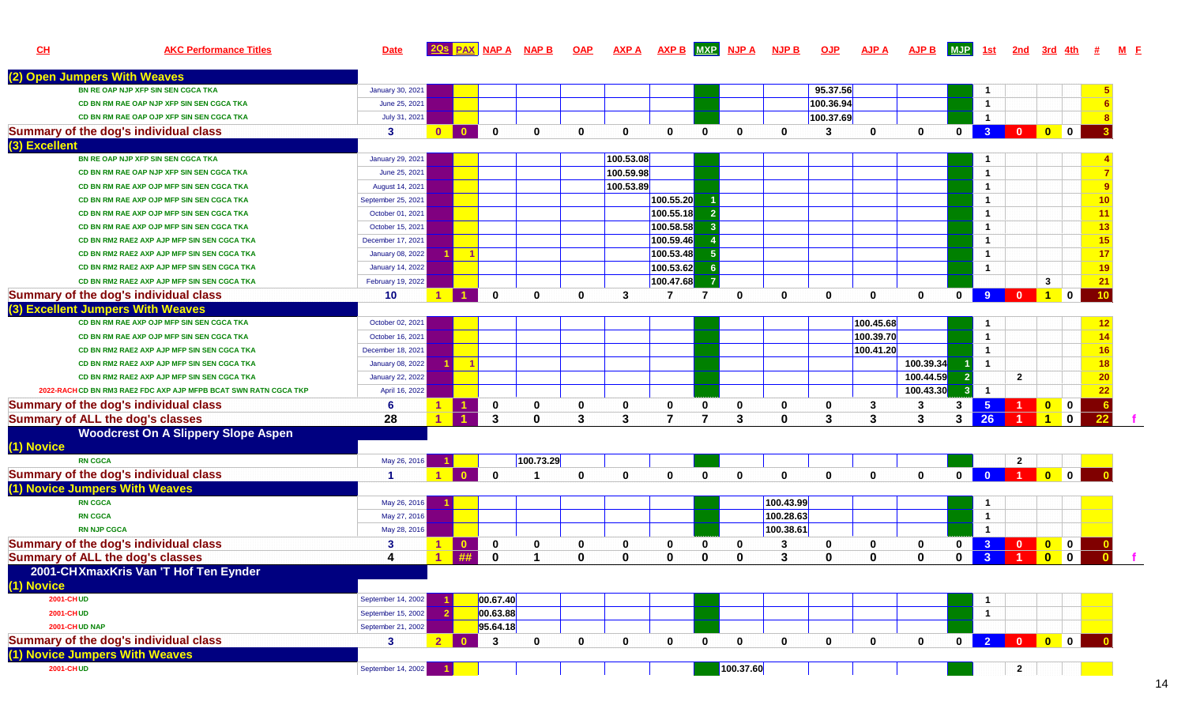| CH | AKC Performance Titles | Date | 2Qs | PAX | NAP A | NAP B | OAP | AXP A | AXP B | MXP | NJP A | NJP B | OJP | AJP A | AJP B | MJP | 1st | 2nd | 3rd | 4th | # | M | F |
|---|---|---|---|---|---|---|---|---|---|---|---|---|---|---|---|---|---|---|---|---|---|---|---|
| **(2) Open Jumpers With Weaves** | | | | | | | | | | | | | | | | | | | | | | | |
| | BN RE OAP NJP XFP SIN SEN CGCA TKA | January 30, 2021 | | | | | | | | | | | 95.37.56 | | | | 1 | | | | 5 | | |
| | CD BN RM RAE OAP NJP XFP SIN SEN CGCA TKA | June 25, 2021 | | | | | | | | | | | 100.36.94 | | | | 1 | | | | 6 | | |
| | CD BN RM RAE OAP OJP XFP SIN SEN CGCA TKA | July 31, 2021 | | | | | | | | | | | 100.37.69 | | | | 1 | | | | 8 | | |
| **Summary of the dog's individual class** | | 3 | 0 | 0 | 0 | 0 | 0 | 0 | 0 | 0 | 0 | 0 | 3 | 0 | 0 | 0 | 3 | 0 | 0 | 0 | 3 | | |
| **(3) Excellent** | | | | | | | | | | | | | | | | | | | | | | | |
| | BN RE OAP NJP XFP SIN SEN CGCA TKA | January 29, 2021 | | | | | | 100.53.08 | | | | | | | | | 1 | | | | 4 | | |
| | CD BN RM RAE OAP NJP XFP SIN SEN CGCA TKA | June 25, 2021 | | | | | | 100.59.98 | | | | | | | | | 1 | | | | 7 | | |
| | CD BN RM RAE AXP OJP MFP SIN SEN CGCA TKA | August 14, 2021 | | | | | | 100.53.89 | | | | | | | | | 1 | | | | 9 | | |
| | CD BN RM RAE AXP OJP MFP SIN SEN CGCA TKA | September 25, 2021 | | | | | | | 100.55.20 | 1 | | | | | | | 1 | | | | 10 | | |
| | CD BN RM RAE AXP OJP MFP SIN SEN CGCA TKA | October 01, 2021 | | | | | | | 100.55.18 | 2 | | | | | | | 1 | | | | 11 | | |
| | CD BN RM RAE AXP OJP MFP SIN SEN CGCA TKA | October 15, 2021 | | | | | | | 100.58.58 | 3 | | | | | | | 1 | | | | 13 | | |
| | CD BN RM2 RAE2 AXP AJP MFP SIN SEN CGCA TKA | December 17, 2021 | | | | | | | 100.59.46 | 4 | | | | | | | 1 | | | | 15 | | |
| | CD BN RM2 RAE2 AXP AJP MFP SIN SEN CGCA TKA | January 08, 2022 | 1 | 1 | | | | | 100.53.48 | 5 | | | | | | | 1 | | | | 17 | | |
| | CD BN RM2 RAE2 AXP AJP MFP SIN SEN CGCA TKA | January 14, 2022 | | | | | | | 100.53.62 | 6 | | | | | | | 1 | | | | 19 | | |
| | CD BN RM2 RAE2 AXP AJP MFP SIN SEN CGCA TKA | February 19, 2022 | | | | | | | 100.47.68 | 7 | | | | | | | | | 3 | | 21 | | |
| **Summary of the dog's individual class** | | 10 | 1 | 1 | 0 | 0 | 0 | 3 | 7 | 7 | 0 | 0 | 0 | 0 | 0 | 0 | 9 | 0 | 1 | 0 | 10 | | |
| **(3) Excellent Jumpers With Weaves** | | | | | | | | | | | | | | | | | | | | | | | |
| | CD BN RM RAE AXP OJP MFP SIN SEN CGCA TKA | October 02, 2021 | | | | | | | | | | | | 100.45.68 | | | 1 | | | | 12 | | |
| | CD BN RM RAE AXP OJP MFP SIN SEN CGCA TKA | October 16, 2021 | | | | | | | | | | | | 100.39.70 | | | 1 | | | | 14 | | |
| | CD BN RM2 RAE2 AXP AJP MFP SIN SEN CGCA TKA | December 18, 2021 | | | | | | | | | | | | 100.41.20 | | | 1 | | | | 16 | | |
| | CD BN RM2 RAE2 AXP AJP MFP SIN SEN CGCA TKA | January 08, 2022 | 1 | 1 | | | | | | | | | | | 100.39.34 | 1 | 1 | | | | 18 | | |
| | CD BN RM2 RAE2 AXP AJP MFP SIN SEN CGCA TKA | January 22, 2022 | | | | | | | | | | | | | 100.44.59 | 2 | | 2 | | | 20 | | |
| 2022-RACH | CD BN RM3 RAE2 FDC AXP AJP MFPB BCAT SWN RATN CGCA TKP | April 16, 2022 | | | | | | | | | | | | | 100.43.30 | 3 | 1 | | | | 22 | | |
| **Summary of the dog's individual class** | | 6 | 1 | 1 | 0 | 0 | 0 | 0 | 0 | 0 | 0 | 0 | 0 | 3 | 3 | 3 | 5 | 1 | 0 | 0 | 6 | | |
| **Summary of ALL the dog's classes** | | 28 | 1 | 1 | 3 | 0 | 3 | 3 | 7 | 7 | 3 | 0 | 3 | 3 | 3 | 3 | 26 | 1 | 1 | 0 | 22 | | f |
| **Woodcrest On A Slippery Slope Aspen** | | | | | | | | | | | | | | | | | | | | | | | |
| **(1) Novice** | | | | | | | | | | | | | | | | | | | | | | | |
| | RN CGCA | May 26, 2016 | 1 | | | 100.73.29 | | | | | | | | | | | | 2 | | | | | |
| **Summary of the dog's individual class** | | 1 | 1 | 0 | 0 | 1 | 0 | 0 | 0 | 0 | 0 | 0 | 0 | 0 | 0 | 0 | 0 | 1 | 0 | 0 | 0 | | |
| **(1) Novice Jumpers With Weaves** | | | | | | | | | | | | | | | | | | | | | | | |
| | RN CGCA | May 26, 2016 | 1 | | | | | | | | | 100.43.99 | | | | | 1 | | | | | | |
| | RN CGCA | May 27, 2016 | | | | | | | | | | 100.28.63 | | | | | 1 | | | | | | |
| | RN NJP CGCA | May 28, 2016 | | | | | | | | | | 100.38.61 | | | | | 1 | | | | | | |
| **Summary of the dog's individual class** | | 3 | 1 | 0 | 0 | 0 | 0 | 0 | 0 | 0 | 0 | 3 | 0 | 0 | 0 | 0 | 3 | 0 | 0 | 0 | 0 | | |
| **Summary of ALL the dog's classes** | | 4 | 1 | ## | 0 | 1 | 0 | 0 | 0 | 0 | 0 | 3 | 0 | 0 | 0 | 0 | 3 | 1 | 0 | 0 | 0 | | f |
| **2001-CHXmaxKris Van 'T Hof Ten Eynder** | | | | | | | | | | | | | | | | | | | | | | | |
| **(1) Novice** | | | | | | | | | | | | | | | | | | | | | | | |
| 2001-CH | UD | September 14, 2002 | 1 | | 00.67.40 | | | | | | | | | | | | 1 | | | | | | |
| 2001-CH | UD | September 15, 2002 | 2 | | 00.63.88 | | | | | | | | | | | | 1 | | | | | | |
| 2001-CH | UD NAP | September 21, 2002 | | | 95.64.18 | | | | | | | | | | | | | | | | | | |
| **Summary of the dog's individual class** | | 3 | 2 | 0 | 3 | 0 | 0 | 0 | 0 | 0 | 0 | 0 | 0 | 0 | 0 | 0 | 2 | 0 | 0 | 0 | 0 | | |
| **(1) Novice Jumpers With Weaves** | | | | | | | | | | | | | | | | | | | | | | | |
| 2001-CH | UD | September 14, 2002 | 1 | | | | | | | | 100.37.60 | | | | | | | 2 | | | | | |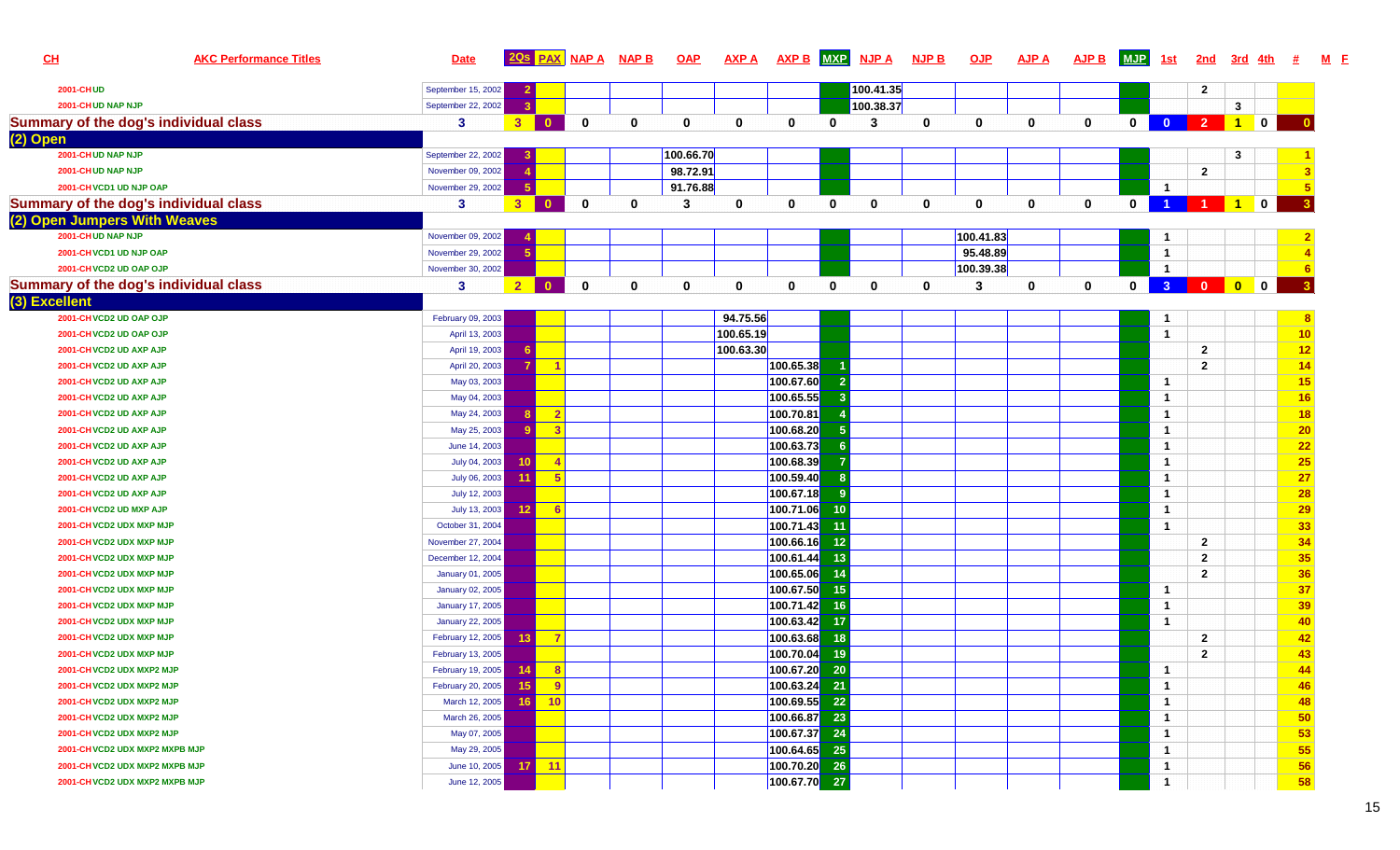| CH | AKC Performance Titles | Date | 2Qs | PAX | NAP A | NAP B | OAP | AXP A | AXP B | MXP | NJP A | NJP B | OJP | AJP A | AJP B | MJP | 1st | 2nd | 3rd | 4th | # | M | F |
|---|---|---|---|---|---|---|---|---|---|---|---|---|---|---|---|---|---|---|---|---|---|---|---|
| 2001-CH | UD | September 15, 2002 | 2 | | | | | | | | 100.41.35 | | | | | | | 2 | | | | | |
| 2001-CH | UD NAP NJP | September 22, 2002 | 3 | | | | | | | | 100.38.37 | | | | | | | | 3 | | | | |
| **Summary of the dog's individual class** | | 3 | 3 | 0 | 0 | 0 | 0 | 0 | 0 | 0 | 3 | 0 | 0 | 0 | 0 | 0 | 0 | 2 | 1 | 0 | 0 | | |
| **(2) Open** | | | | | | | | | | | | | | | | | | | | | | | |
| 2001-CH | UD NAP NJP | September 22, 2002 | 3 | | | | 100.66.70 | | | | | | | | | | | | 3 | | 1 | | |
| 2001-CH | UD NAP NJP | November 09, 2002 | 4 | | | | 98.72.91 | | | | | | | | | | | 2 | | | 3 | | |
| 2001-CH | VCD1 UD NJP OAP | November 29, 2002 | 5 | | | | 91.76.88 | | | | | | | | | | 1 | | | | 5 | | |
| **Summary of the dog's individual class** | | 3 | 3 | 0 | 0 | 0 | 3 | 0 | 0 | 0 | 0 | 0 | 0 | 0 | 0 | 0 | 1 | 1 | 1 | 0 | 3 | | |
| **(2) Open Jumpers With Weaves** | | | | | | | | | | | | | | | | | | | | | | | |
| 2001-CH | UD NAP NJP | November 09, 2002 | 4 | | | | | | | | | | 100.41.83 | | | | 1 | | | | 2 | | |
| 2001-CH | VCD1 UD NJP OAP | November 29, 2002 | 5 | | | | | | | | | | 95.48.89 | | | | 1 | | | | 4 | | |
| 2001-CH | VCD2 UD OAP OJP | November 30, 2002 | | | | | | | | | | | 100.39.38 | | | | 1 | | | | 6 | | |
| **Summary of the dog's individual class** | | 3 | 2 | 0 | 0 | 0 | 0 | 0 | 0 | 0 | 0 | 0 | 3 | 0 | 0 | 0 | 3 | 0 | 0 | 0 | 3 | | |
| **(3) Excellent** | | | | | | | | | | | | | | | | | | | | | | | |
| 2001-CH | VCD2 UD OAP OJP | February 09, 2003 | | | | | | 94.75.56 | | | | | | | | | 1 | | | | 8 | | |
| 2001-CH | VCD2 UD OAP OJP | April 13, 2003 | | | | | | 100.65.19 | | | | | | | | | 1 | | | | 10 | | |
| 2001-CH | VCD2 UD AXP AJP | April 19, 2003 | 6 | | | | | 100.63.30 | | | | | | | | | | 2 | | | 12 | | |
| 2001-CH | VCD2 UD AXP AJP | April 20, 2003 | 7 | 1 | | | | | 100.65.38 | 1 | | | | | | | | 2 | | | 14 | | |
| 2001-CH | VCD2 UD AXP AJP | May 03, 2003 | | | | | | | 100.67.60 | 2 | | | | | | | 1 | | | | 15 | | |
| 2001-CH | VCD2 UD AXP AJP | May 04, 2003 | | | | | | | 100.65.55 | 3 | | | | | | | 1 | | | | 16 | | |
| 2001-CH | VCD2 UD AXP AJP | May 24, 2003 | 8 | 2 | | | | | 100.70.81 | 4 | | | | | | | 1 | | | | 18 | | |
| 2001-CH | VCD2 UD AXP AJP | May 25, 2003 | 9 | 3 | | | | | 100.68.20 | 5 | | | | | | | 1 | | | | 20 | | |
| 2001-CH | VCD2 UD AXP AJP | June 14, 2003 | | | | | | | 100.63.73 | 6 | | | | | | | 1 | | | | 22 | | |
| 2001-CH | VCD2 UD AXP AJP | July 04, 2003 | 10 | 4 | | | | | 100.68.39 | 7 | | | | | | | 1 | | | | 25 | | |
| 2001-CH | VCD2 UD AXP AJP | July 06, 2003 | 11 | 5 | | | | | 100.59.40 | 8 | | | | | | | 1 | | | | 27 | | |
| 2001-CH | VCD2 UD AXP AJP | July 12, 2003 | | | | | | | 100.67.18 | 9 | | | | | | | 1 | | | | 28 | | |
| 2001-CH | VCD2 UD MXP AJP | July 13, 2003 | 12 | 6 | | | | | 100.71.06 | 10 | | | | | | | 1 | | | | 29 | | |
| 2001-CH | VCD2 UDX MXP MJP | October 31, 2004 | | | | | | | 100.71.43 | 11 | | | | | | | 1 | | | | 33 | | |
| 2001-CH | VCD2 UDX MXP MJP | November 27, 2004 | | | | | | | 100.66.16 | 12 | | | | | | | | 2 | | | 34 | | |
| 2001-CH | VCD2 UDX MXP MJP | December 12, 2004 | | | | | | | 100.61.44 | 13 | | | | | | | | 2 | | | 35 | | |
| 2001-CH | VCD2 UDX MXP MJP | January 01, 2005 | | | | | | | 100.65.06 | 14 | | | | | | | | 2 | | | 36 | | |
| 2001-CH | VCD2 UDX MXP MJP | January 02, 2005 | | | | | | | 100.67.50 | 15 | | | | | | | 1 | | | | 37 | | |
| 2001-CH | VCD2 UDX MXP MJP | January 17, 2005 | | | | | | | 100.71.42 | 16 | | | | | | | 1 | | | | 39 | | |
| 2001-CH | VCD2 UDX MXP MJP | January 22, 2005 | | | | | | | 100.63.42 | 17 | | | | | | | 1 | | | | 40 | | |
| 2001-CH | VCD2 UDX MXP MJP | February 12, 2005 | 13 | 7 | | | | | 100.63.68 | 18 | | | | | | | | 2 | | | 42 | | |
| 2001-CH | VCD2 UDX MXP MJP | February 13, 2005 | | | | | | | 100.70.04 | 19 | | | | | | | | 2 | | | 43 | | |
| 2001-CH | VCD2 UDX MXP2 MJP | February 19, 2005 | 14 | 8 | | | | | 100.67.20 | 20 | | | | | | | 1 | | | | 44 | | |
| 2001-CH | VCD2 UDX MXP2 MJP | February 20, 2005 | 15 | 9 | | | | | 100.63.24 | 21 | | | | | | | 1 | | | | 46 | | |
| 2001-CH | VCD2 UDX MXP2 MJP | March 12, 2005 | 16 | 10 | | | | | 100.69.55 | 22 | | | | | | | 1 | | | | 48 | | |
| 2001-CH | VCD2 UDX MXP2 MJP | March 26, 2005 | | | | | | | 100.66.87 | 23 | | | | | | | 1 | | | | 50 | | |
| 2001-CH | VCD2 UDX MXP2 MJP | May 07, 2005 | | | | | | | 100.67.37 | 24 | | | | | | | 1 | | | | 53 | | |
| 2001-CH | VCD2 UDX MXP2 MXPB MJP | May 29, 2005 | | | | | | | 100.64.65 | 25 | | | | | | | 1 | | | | 55 | | |
| 2001-CH | VCD2 UDX MXP2 MXPB MJP | June 10, 2005 | 17 | 11 | | | | | 100.70.20 | 26 | | | | | | | 1 | | | | 56 | | |
| 2001-CH | VCD2 UDX MXP2 MXPB MJP | June 12, 2005 | | | | | | | 100.67.70 | 27 | | | | | | | 1 | | | | 58 | | |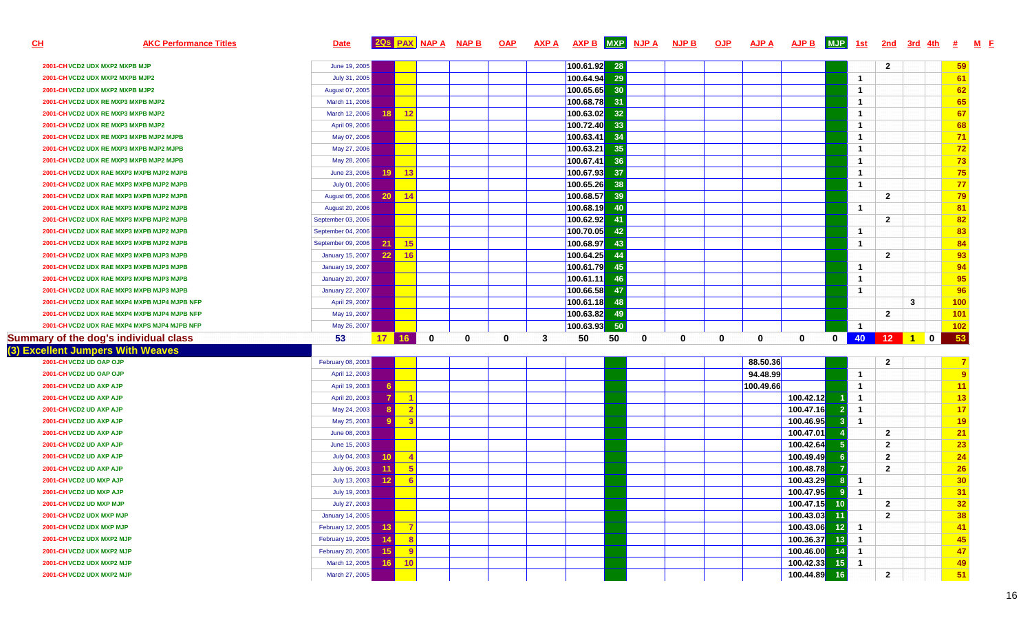| CH | AKC Performance Titles | Date | 2Qs | PAX | NAP A | NAP B | OAP | AXP A | AXP B | MXP | NJP A | NJP B | OJP | AJP A | AJP B | MJP | 1st | 2nd | 3rd | 4th | # | M | F |
|---|---|---|---|---|---|---|---|---|---|---|---|---|---|---|---|---|---|---|---|---|---|---|---|
| 2001-CH | VCD2 UDX MXP2 MXPB MJP | June 19, 2005 | | | | | | | 100.61.92 | 28 | | | | | | | | 2 | | | 59 | | |
| 2001-CH | VCD2 UDX MXP2 MXPB MJP2 | July 31, 2005 | | | | | | | 100.64.94 | 29 | | | | | | | 1 | | | | 61 | | |
| 2001-CH | VCD2 UDX MXP2 MXPB MJP2 | August 07, 2005 | | | | | | | 100.65.65 | 30 | | | | | | | 1 | | | | 62 | | |
| 2001-CH | VCD2 UDX RE MXP3 MXPB MJP2 | March 11, 2006 | | | | | | | 100.68.78 | 31 | | | | | | | 1 | | | | 65 | | |
| 2001-CH | VCD2 UDX RE MXP3 MXPB MJP2 | March 12, 2006 | 18 | 12 | | | | | 100.63.02 | 32 | | | | | | | 1 | | | | 67 | | |
| 2001-CH | VCD2 UDX RE MXP3 MXPB MJP2 | April 09, 2006 | | | | | | | 100.72.40 | 33 | | | | | | | 1 | | | | 68 | | |
| 2001-CH | VCD2 UDX RE MXP3 MXPB MJP2 MJPB | May 07, 2006 | | | | | | | 100.63.41 | 34 | | | | | | | 1 | | | | 71 | | |
| 2001-CH | VCD2 UDX RE MXP3 MXPB MJP2 MJPB | May 27, 2006 | | | | | | | 100.63.21 | 35 | | | | | | | 1 | | | | 72 | | |
| 2001-CH | VCD2 UDX RE MXP3 MXPB MJP2 MJPB | May 28, 2006 | | | | | | | 100.67.41 | 36 | | | | | | | 1 | | | | 73 | | |
| 2001-CH | VCD2 UDX RAE MXP3 MXPB MJP2 MJPB | June 23, 2006 | 19 | 13 | | | | | 100.67.93 | 37 | | | | | | | 1 | | | | 75 | | |
| 2001-CH | VCD2 UDX RAE MXP3 MXPB MJP2 MJPB | July 01, 2006 | | | | | | | 100.65.26 | 38 | | | | | | | 1 | | | | 77 | | |
| 2001-CH | VCD2 UDX RAE MXP3 MXPB MJP2 MJPB | August 05, 2006 | 20 | 14 | | | | | 100.68.57 | 39 | | | | | | | | 2 | | | 79 | | |
| 2001-CH | VCD2 UDX RAE MXP3 MXPB MJP2 MJPB | August 20, 2006 | | | | | | | 100.68.19 | 40 | | | | | | | 1 | | | | 81 | | |
| 2001-CH | VCD2 UDX RAE MXP3 MXPB MJP2 MJPB | September 03, 2006 | | | | | | | 100.62.92 | 41 | | | | | | | | 2 | | | 82 | | |
| 2001-CH | VCD2 UDX RAE MXP3 MXPB MJP2 MJPB | September 04, 2006 | | | | | | | 100.70.05 | 42 | | | | | | | 1 | | | | 83 | | |
| 2001-CH | VCD2 UDX RAE MXP3 MXPB MJP2 MJPB | September 09, 2006 | 21 | 15 | | | | | 100.68.97 | 43 | | | | | | | 1 | | | | 84 | | |
| 2001-CH | VCD2 UDX RAE MXP3 MXPB MJP3 MJPB | January 15, 2007 | 22 | 16 | | | | | 100.64.25 | 44 | | | | | | | | 2 | | | 93 | | |
| 2001-CH | VCD2 UDX RAE MXP3 MXPB MJP3 MJPB | January 19, 2007 | | | | | | | 100.61.79 | 45 | | | | | | | 1 | | | | 94 | | |
| 2001-CH | VCD2 UDX RAE MXP3 MXPB MJP3 MJPB | January 20, 2007 | | | | | | | 100.61.11 | 46 | | | | | | | 1 | | | | 95 | | |
| 2001-CH | VCD2 UDX RAE MXP3 MXPB MJP3 MJPB | January 22, 2007 | | | | | | | 100.66.58 | 47 | | | | | | | 1 | | | | 96 | | |
| 2001-CH | VCD2 UDX RAE MXP4 MXPB MJP4 MJPB NFP | April 29, 2007 | | | | | | | 100.61.18 | 48 | | | | | | | | | 3 | | 100 | | |
| 2001-CH | VCD2 UDX RAE MXP4 MXPB MJP4 MJPB NFP | May 19, 2007 | | | | | | | 100.63.82 | 49 | | | | | | | | 2 | | | 101 | | |
| 2001-CH | VCD2 UDX RAE MXPS MJP4 MJPB NFP | May 26, 2007 | | | | | | | 100.63.93 | 50 | | | | | | | 1 | | | | 102 | | |
| **Summary of the dog's individual class** | | 53 | 17 | 16 | 0 | 0 | 0 | 3 | 50 | 50 | 0 | 0 | 0 | 0 | 0 | 0 | 40 | 12 | 1 | 0 | 53 | | |
| **(3) Excellent Jumpers With Weaves** | | | | | | | | | | | | | | | | | | | | | | | |
| 2001-CH | VCD2 UD OAP OJP | February 08, 2003 | | | | | | | | | | | | 88.50.36 | | | | 2 | | | 7 | | |
| 2001-CH | VCD2 UD OAP OJP | April 12, 2003 | | | | | | | | | | | | 94.48.99 | | | 1 | | | | 9 | | |
| 2001-CH | VCD2 UD AXP AJP | April 19, 2003 | 6 | | | | | | | | | | | 100.49.66 | | | 1 | | | | 11 | | |
| 2001-CH | VCD2 UD AXP AJP | April 20, 2003 | 7 | 1 | | | | | | | | | | | 100.42.12 | 1 | 1 | | | | 13 | | |
| 2001-CH | VCD2 UD AXP AJP | May 24, 2003 | 8 | 2 | | | | | | | | | | | 100.47.16 | 2 | 1 | | | | 17 | | |
| 2001-CH | VCD2 UD AXP AJP | May 25, 2003 | 9 | 3 | | | | | | | | | | | 100.46.95 | 3 | 1 | | | | 19 | | |
| 2001-CH | VCD2 UD AXP AJP | June 08, 2003 | | | | | | | | | | | | | 100.47.01 | 4 | | 2 | | | 21 | | |
| 2001-CH | VCD2 UD AXP AJP | June 15, 2003 | | | | | | | | | | | | | 100.42.64 | 5 | | 2 | | | 23 | | |
| 2001-CH | VCD2 UD AXP AJP | July 04, 2003 | 10 | 4 | | | | | | | | | | | 100.49.49 | 6 | | 2 | | | 24 | | |
| 2001-CH | VCD2 UD AXP AJP | July 06, 2003 | 11 | 5 | | | | | | | | | | | 100.48.78 | 7 | | 2 | | | 26 | | |
| 2001-CH | VCD2 UD MXP AJP | July 13, 2003 | 12 | 6 | | | | | | | | | | | 100.43.29 | 8 | 1 | | | | 30 | | |
| 2001-CH | VCD2 UD MXP AJP | July 19, 2003 | | | | | | | | | | | | | 100.47.95 | 9 | 1 | | | | 31 | | |
| 2001-CH | VCD2 UD MXP MJP | July 27, 2003 | | | | | | | | | | | | | 100.47.15 | 10 | | 2 | | | 32 | | |
| 2001-CH | VCD2 UDX MXP MJP | January 14, 2005 | | | | | | | | | | | | | 100.43.03 | 11 | | 2 | | | 38 | | |
| 2001-CH | VCD2 UDX MXP MJP | February 12, 2005 | 13 | 7 | | | | | | | | | | | 100.43.06 | 12 | 1 | | | | 41 | | |
| 2001-CH | VCD2 UDX MXP2 MJP | February 19, 2005 | 14 | 8 | | | | | | | | | | | 100.36.37 | 13 | 1 | | | | 45 | | |
| 2001-CH | VCD2 UDX MXP2 MJP | February 20, 2005 | 15 | 9 | | | | | | | | | | | 100.46.00 | 14 | 1 | | | | 47 | | |
| 2001-CH | VCD2 UDX MXP2 MJP | March 12, 2005 | 16 | 10 | | | | | | | | | | | 100.42.33 | 15 | 1 | | | | 49 | | |
| 2001-CH | VCD2 UDX MXP2 MJP | March 27, 2005 | | | | | | | | | | | | | 100.44.89 | 16 | | 2 | | | 51 | | |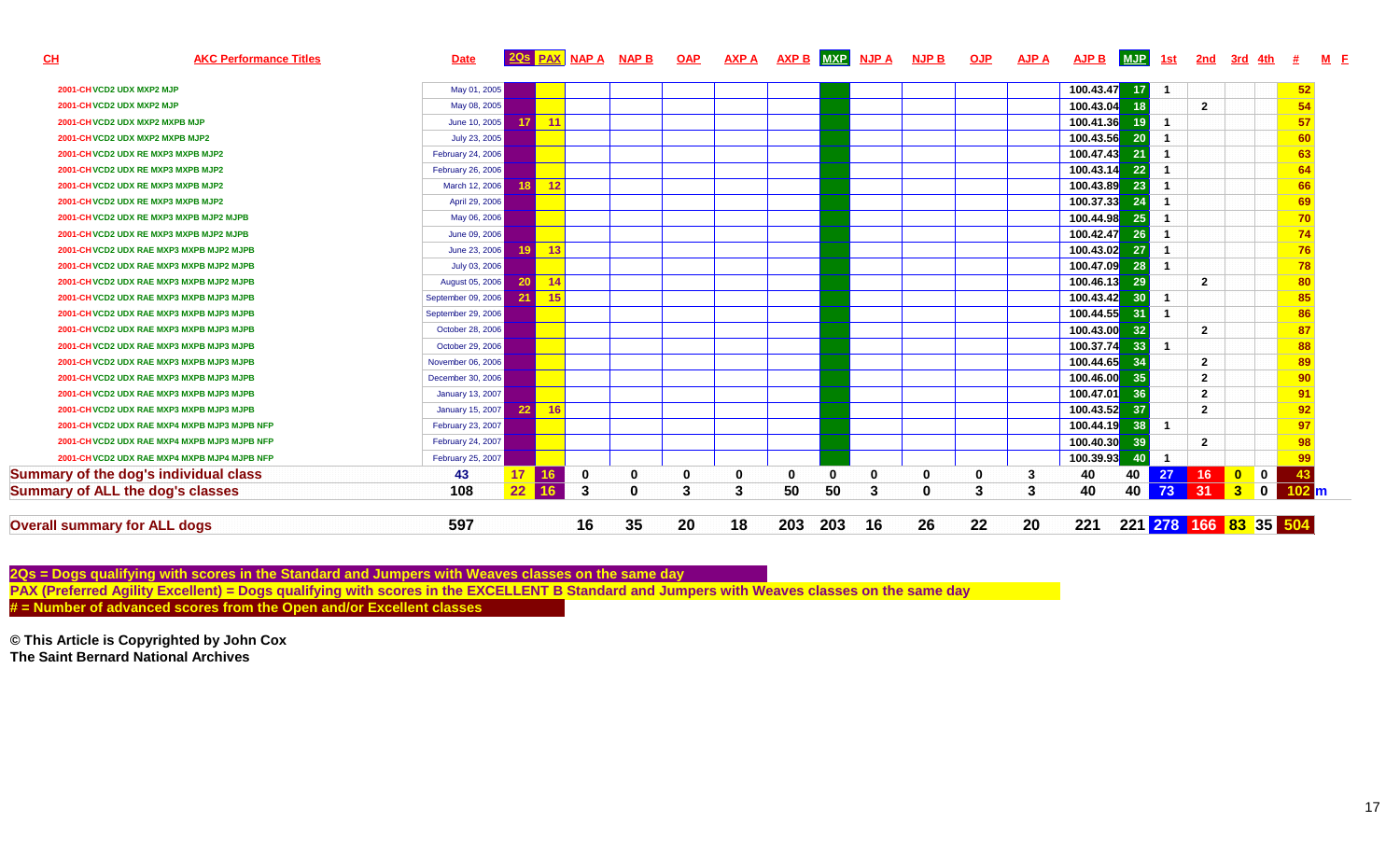| CH | AKC Performance Titles | Date | 2Qs | PAX | NAP A | NAP B | OAP | AXP A | AXP B | MXP | NJP A | NJP B | OJP | AJP A | AJP B | MJP | 1st | 2nd | 3rd | 4th | # | M | F |
|---|---|---|---|---|---|---|---|---|---|---|---|---|---|---|---|---|---|---|---|---|---|---|---|
| 2001-CH | VCD2 UDX MXP2 MJP | May 01, 2005 | | | | | | | | | | | | | 100.43.47 | 17 | 1 | | | | 52 | | |
| 2001-CH | VCD2 UDX MXP2 MJP | May 08, 2005 | | | | | | | | | | | | | 100.43.04 | 18 | | 2 | | | 54 | | |
| 2001-CH | VCD2 UDX MXP2 MXPB MJP | June 10, 2005 | 17 | 11 | | | | | | | | | | | 100.41.36 | 19 | 1 | | | | 57 | | |
| 2001-CH | VCD2 UDX MXP2 MXPB MJP2 | July 23, 2005 | | | | | | | | | | | | | 100.43.56 | 20 | 1 | | | | 60 | | |
| 2001-CH | VCD2 UDX RE MXP3 MXPB MJP2 | February 24, 2006 | | | | | | | | | | | | | 100.47.43 | 21 | 1 | | | | 63 | | |
| 2001-CH | VCD2 UDX RE MXP3 MXPB MJP2 | February 26, 2006 | | | | | | | | | | | | | 100.43.14 | 22 | 1 | | | | 64 | | |
| 2001-CH | VCD2 UDX RE MXP3 MXPB MJP2 | March 12, 2006 | 18 | 12 | | | | | | | | | | | 100.43.89 | 23 | 1 | | | | 66 | | |
| 2001-CH | VCD2 UDX RE MXP3 MXPB MJP2 | April 29, 2006 | | | | | | | | | | | | | 100.37.33 | 24 | 1 | | | | 69 | | |
| 2001-CH | VCD2 UDX RE MXP3 MXPB MJP2 MJPB | May 06, 2006 | | | | | | | | | | | | | 100.44.98 | 25 | 1 | | | | 70 | | |
| 2001-CH | VCD2 UDX RE MXP3 MXPB MJP2 MJPB | June 09, 2006 | | | | | | | | | | | | | 100.42.47 | 26 | 1 | | | | 74 | | |
| 2001-CH | VCD2 UDX RAE MXP3 MXPB MJP2 MJPB | June 23, 2006 | 19 | 13 | | | | | | | | | | | 100.43.02 | 27 | 1 | | | | 76 | | |
| 2001-CH | VCD2 UDX RAE MXP3 MXPB MJP2 MJPB | July 03, 2006 | | | | | | | | | | | | | 100.47.09 | 28 | 1 | | | | 78 | | |
| 2001-CH | VCD2 UDX RAE MXP3 MXPB MJP2 MJPB | August 05, 2006 | 20 | 14 | | | | | | | | | | | 100.46.13 | 29 | | 2 | | | 80 | | |
| 2001-CH | VCD2 UDX RAE MXP3 MXPB MJP3 MJPB | September 09, 2006 | 21 | 15 | | | | | | | | | | | 100.43.42 | 30 | 1 | | | | 85 | | |
| 2001-CH | VCD2 UDX RAE MXP3 MXPB MJP3 MJPB | September 29, 2006 | | | | | | | | | | | | | 100.44.55 | 31 | 1 | | | | 86 | | |
| 2001-CH | VCD2 UDX RAE MXP3 MXPB MJP3 MJPB | October 28, 2006 | | | | | | | | | | | | | 100.43.00 | 32 | | 2 | | | 87 | | |
| 2001-CH | VCD2 UDX RAE MXP3 MXPB MJP3 MJPB | October 29, 2006 | | | | | | | | | | | | | 100.37.74 | 33 | 1 | | | | 88 | | |
| 2001-CH | VCD2 UDX RAE MXP3 MXPB MJP3 MJPB | November 06, 2006 | | | | | | | | | | | | | 100.44.65 | 34 | | 2 | | | 89 | | |
| 2001-CH | VCD2 UDX RAE MXP3 MXPB MJP3 MJPB | December 30, 2006 | | | | | | | | | | | | | 100.46.00 | 35 | | 2 | | | 90 | | |
| 2001-CH | VCD2 UDX RAE MXP3 MXPB MJP3 MJPB | January 13, 2007 | | | | | | | | | | | | | 100.47.01 | 36 | | 2 | | | 91 | | |
| 2001-CH | VCD2 UDX RAE MXP3 MXPB MJP3 MJPB | January 15, 2007 | 22 | 16 | | | | | | | | | | | 100.43.52 | 37 | | 2 | | | 92 | | |
| 2001-CH | VCD2 UDX RAE MXP4 MXPB MJP3 MJPB NFP | February 23, 2007 | | | | | | | | | | | | | 100.44.19 | 38 | 1 | | | | 97 | | |
| 2001-CH | VCD2 UDX RAE MXP4 MXPB MJP3 MJPB NFP | February 24, 2007 | | | | | | | | | | | | | 100.40.30 | 39 | | 2 | | | 98 | | |
| 2001-CH | VCD2 UDX RAE MXP4 MXPB MJP4 MJPB NFP | February 25, 2007 | | | | | | | | | | | | | 100.39.93 | 40 | 1 | | | | 99 | | |
| **Summary of the dog's individual class** | | 43 | 17 | 16 | 0 | 0 | 0 | 0 | 0 | 0 | 0 | 0 | 0 | 3 | 40 | 40 | 27 | 16 | 0 | 0 | 43 | | |
| **Summary of ALL the dog's classes** | | 108 | 22 | 16 | 3 | 0 | 3 | 3 | 50 | 50 | 3 | 0 | 3 | 3 | 40 | 40 | 73 | 31 | 3 | 0 | 102 | m | |
| **Overall summary for ALL dogs** | | 597 | | | 16 | 35 | 20 | 18 | 203 | 203 | 16 | 26 | 22 | 20 | 221 | 221 | 278 | 166 | 83 | 35 | 504 | | |

**2Qs = Dogs qualifying with scores in the Standard and Jumpers with Weaves classes on the same day**

**PAX (Preferred Agility Excellent) = Dogs qualifying with scores in the EXCELLENT B Standard and Jumpers with Weaves classes on the same day**

**# = Number of advanced scores from the Open and/or Excellent classes**

**© This Article is Copyrighted by John Cox**
**The Saint Bernard National Archives**